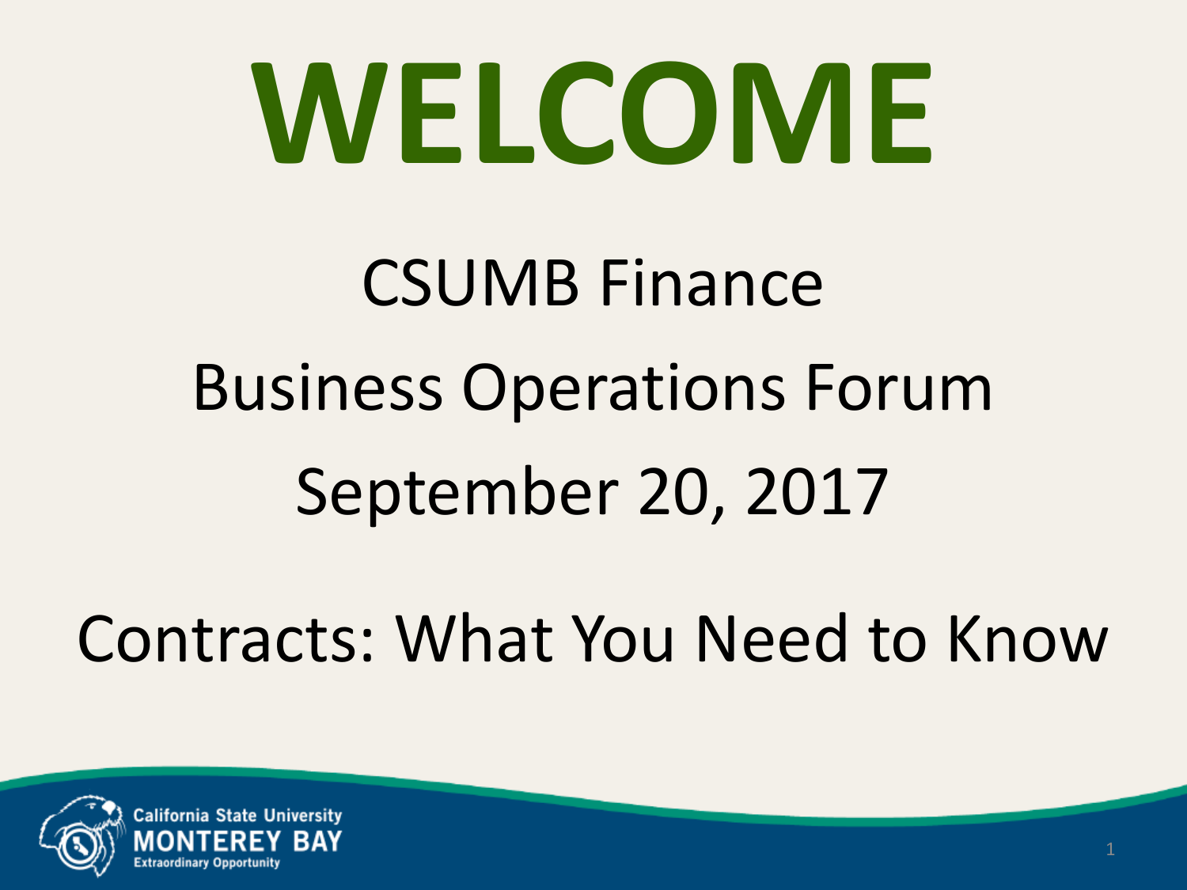# WELCOME

CSUMB Finance

Business Operations Forum

September 20, 2017

Contracts: What You Need to Know

California State University
MONTEREY BAY
Extraordinary Opportunity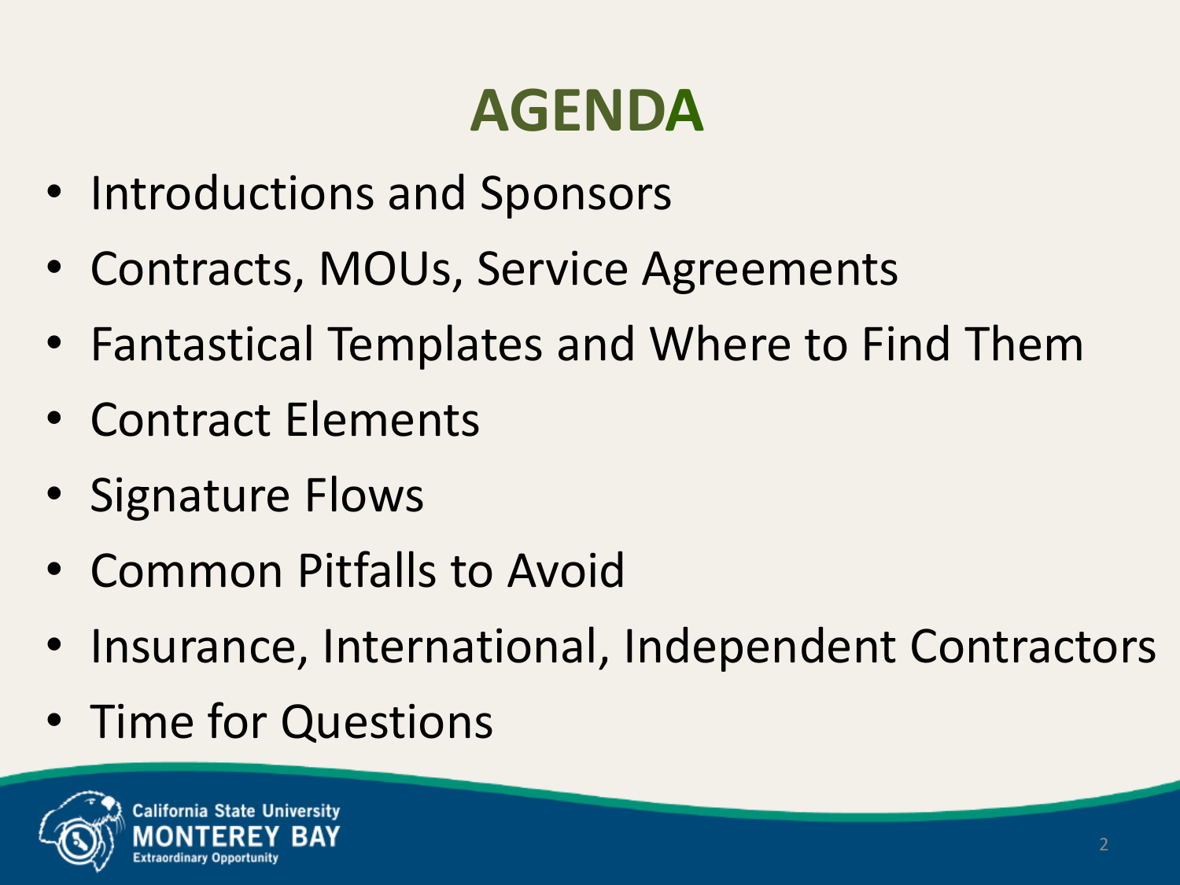# AGENDA

- Introductions and Sponsors
- Contracts, MOUs, Service Agreements
- Fantastical Templates and Where to Find Them
- Contract Elements
- Signature Flows
- Common Pitfalls to Avoid
- Insurance, International, Independent Contractors
- Time for Questions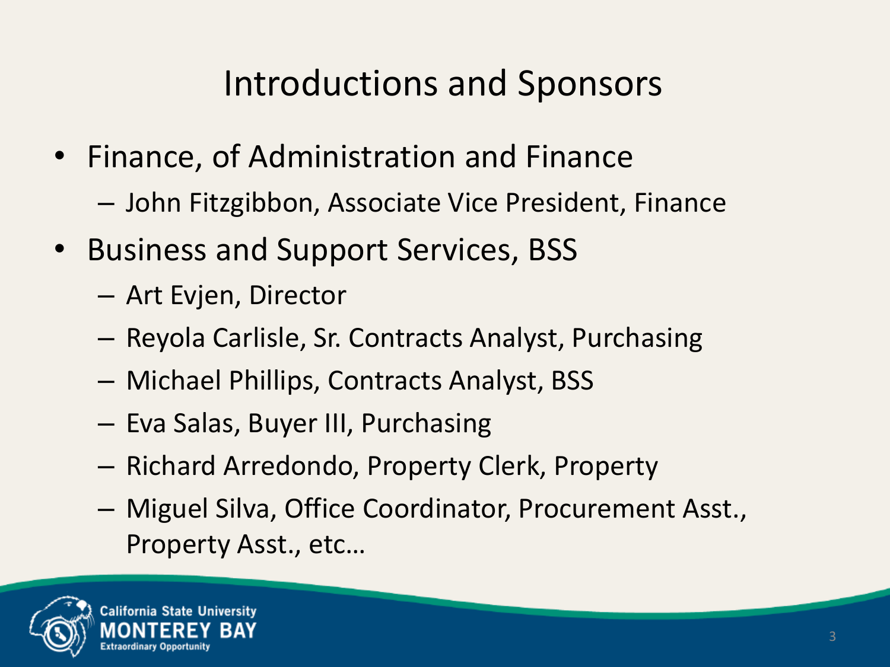# Introductions and Sponsors

- Finance, of Administration and Finance
  - John Fitzgibbon, Associate Vice President, Finance
- Business and Support Services, BSS
  - Art Evjen, Director
  - Reyola Carlisle, Sr. Contracts Analyst, Purchasing
  - Michael Phillips, Contracts Analyst, BSS
  - Eva Salas, Buyer III, Purchasing
  - Richard Arredondo, Property Clerk, Property
  - Miguel Silva, Office Coordinator, Procurement Asst., Property Asst., etc…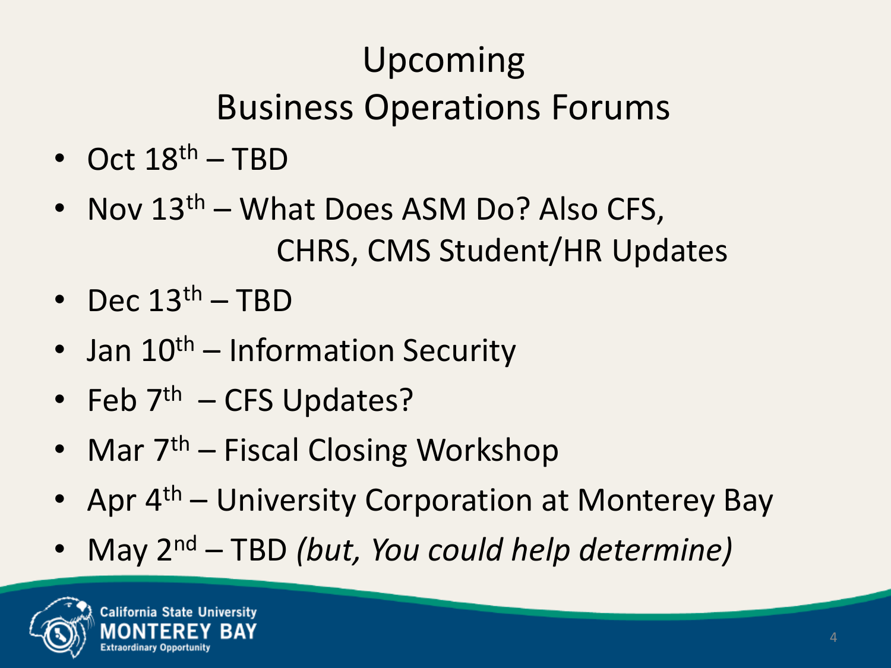# Upcoming Business Operations Forums

- Oct 18th – TBD
- Nov 13th – What Does ASM Do? Also CFS, CHRS, CMS Student/HR Updates
- Dec 13th – TBD
- Jan 10th – Information Security
- Feb 7th – CFS Updates?
- Mar 7th – Fiscal Closing Workshop
- Apr 4th – University Corporation at Monterey Bay
- May 2nd – TBD *(but, You could help determine)*

California State University
MONTEREY BAY
Extraordinary Opportunity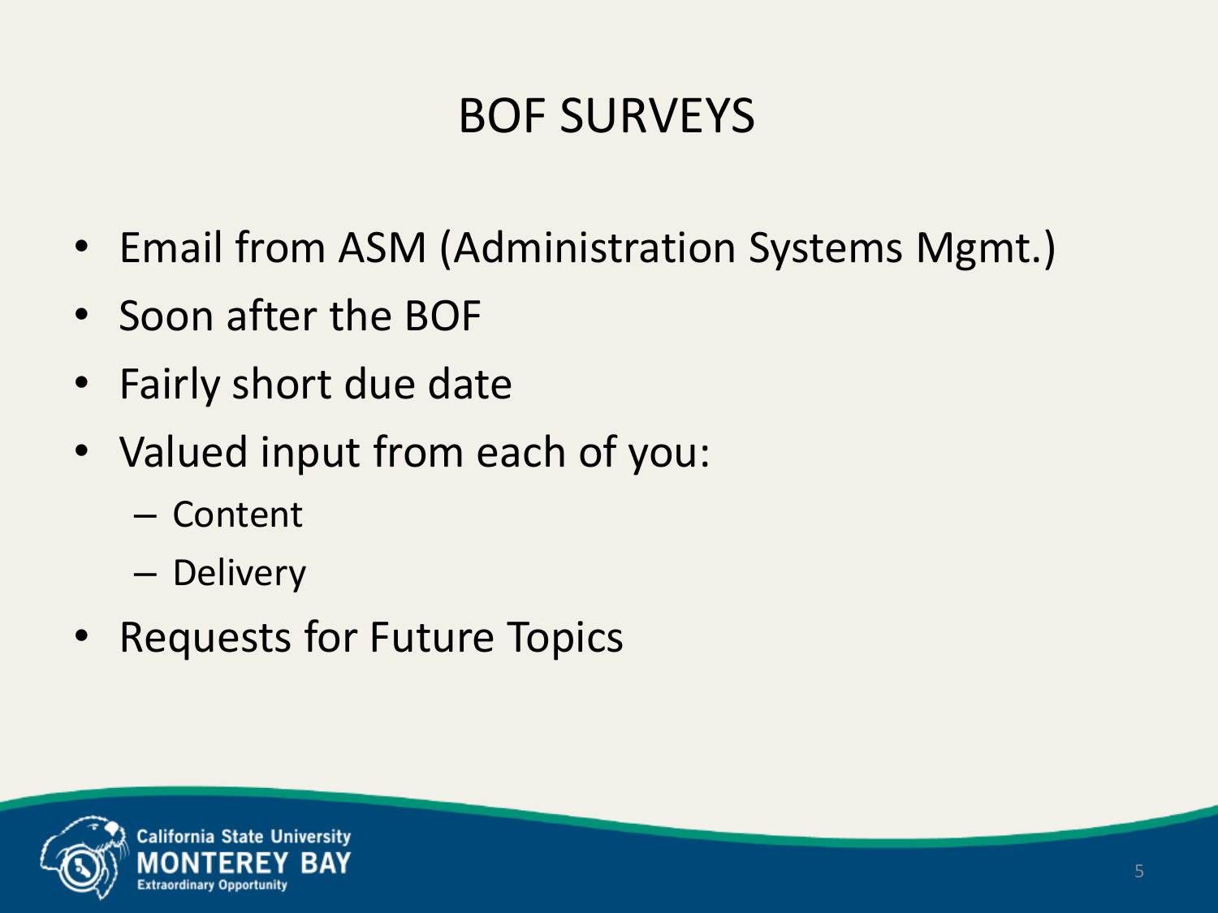# BOF SURVEYS

- Email from ASM (Administration Systems Mgmt.)
- Soon after the BOF
- Fairly short due date
- Valued input from each of you:
  - Content
  - Delivery
- Requests for Future Topics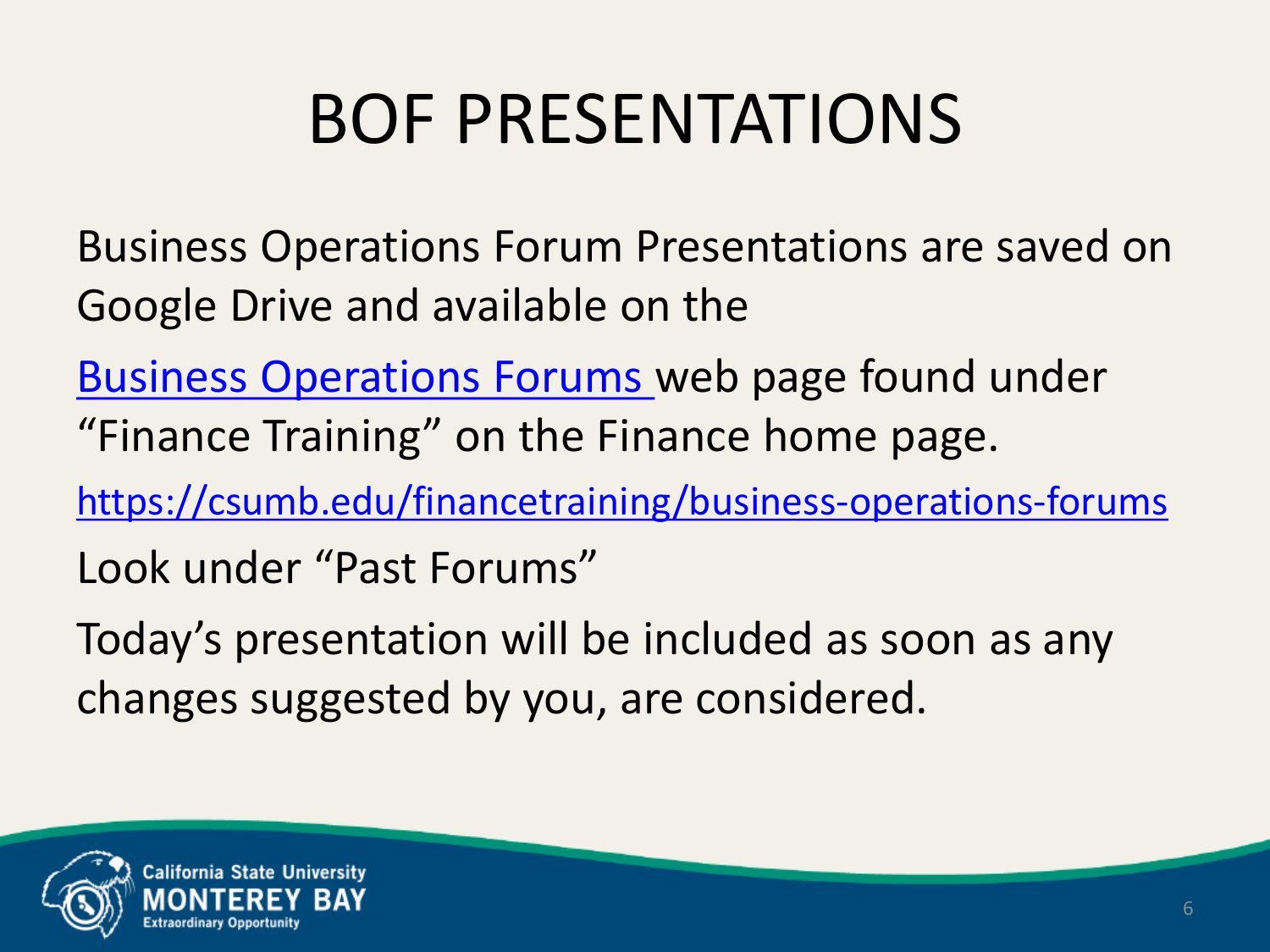# BOF PRESENTATIONS

Business Operations Forum Presentations are saved on Google Drive and available on the

[Business Operations Forums](https://csumb.edu/financetraining/business-operations-forums) web page found under "Finance Training" on the Finance home page.

https://csumb.edu/financetraining/business-operations-forums

Look under "Past Forums"

Today's presentation will be included as soon as any changes suggested by you, are considered.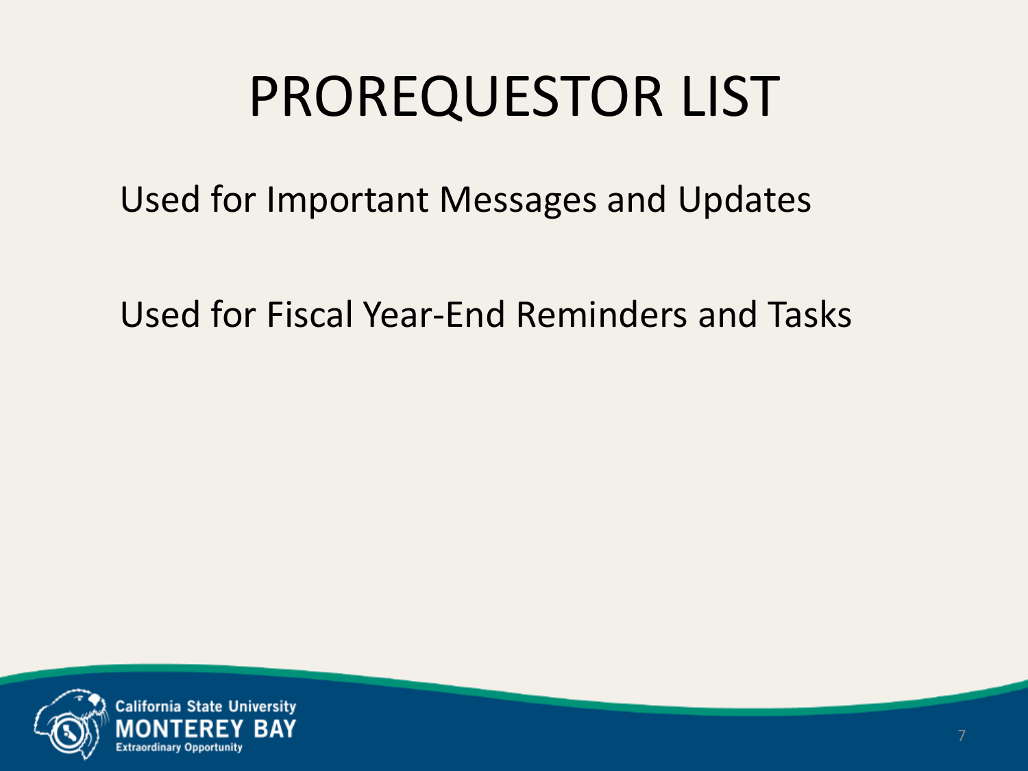# PROREQUESTOR LIST

Used for Important Messages and Updates

Used for Fiscal Year-End Reminders and Tasks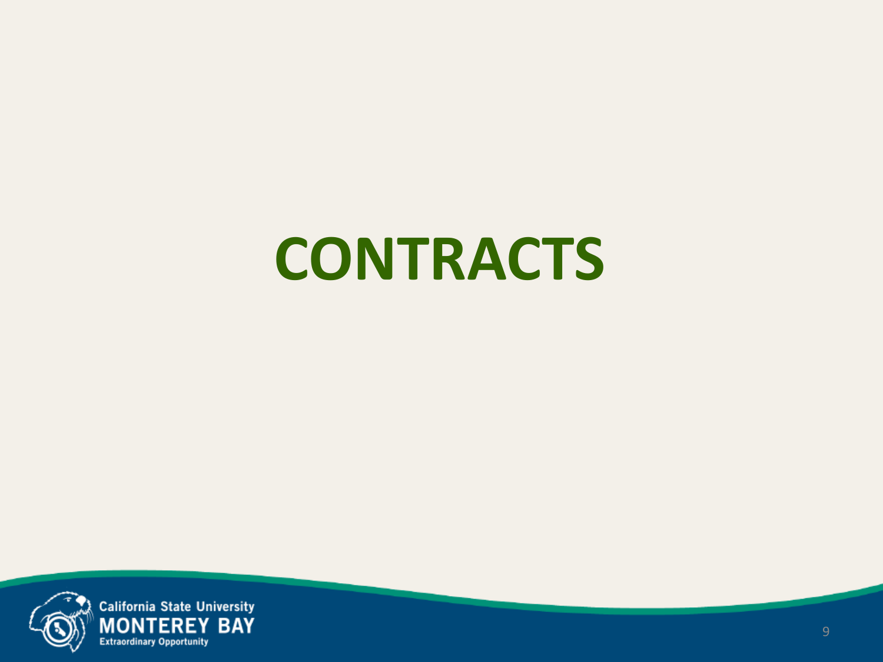# CONTRACTS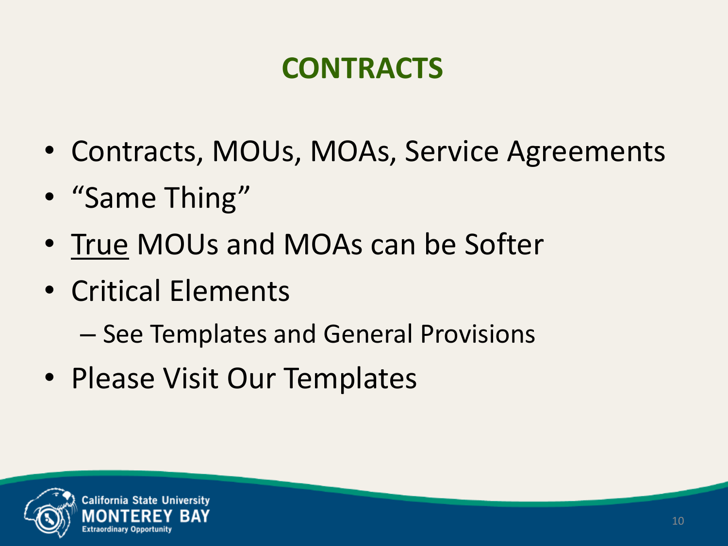# CONTRACTS

- Contracts, MOUs, MOAs, Service Agreements
- "Same Thing"
- <u>True</u> MOUs and MOAs can be Softer
- Critical Elements
  - See Templates and General Provisions
- Please Visit Our Templates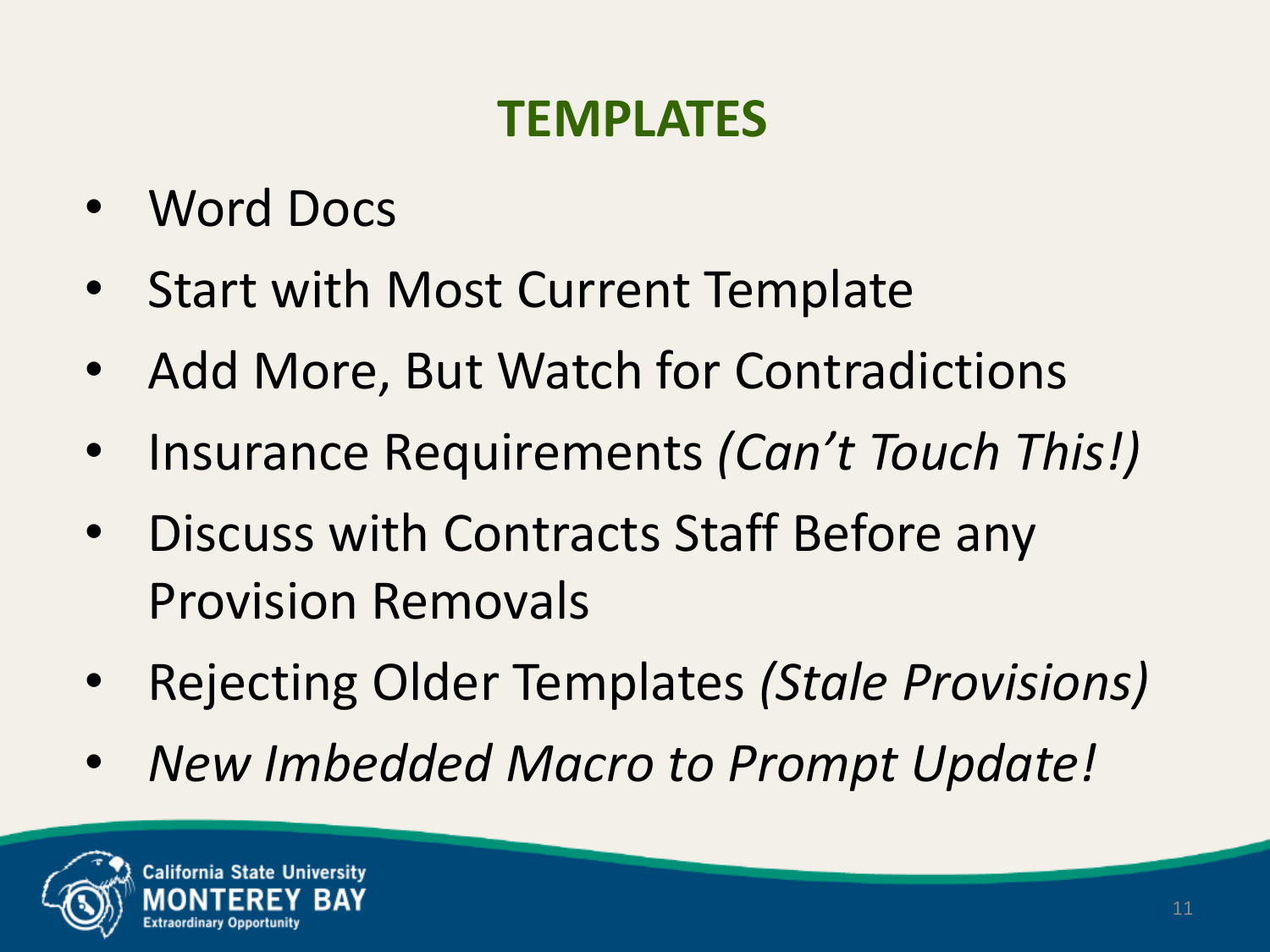# TEMPLATES

- Word Docs
- Start with Most Current Template
- Add More, But Watch for Contradictions
- Insurance Requirements *(Can't Touch This!)*
- Discuss with Contracts Staff Before any Provision Removals
- Rejecting Older Templates *(Stale Provisions)*
- *New Imbedded Macro to Prompt Update!*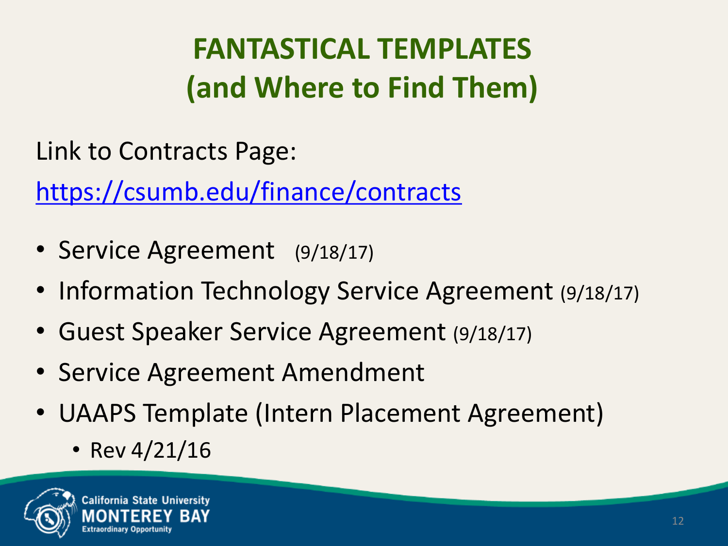# FANTASTICAL TEMPLATES (and Where to Find Them)

Link to Contracts Page:

https://csumb.edu/finance/contracts

- Service Agreement (9/18/17)
- Information Technology Service Agreement (9/18/17)
- Guest Speaker Service Agreement (9/18/17)
- Service Agreement Amendment
- UAAPS Template (Intern Placement Agreement)
  - Rev 4/21/16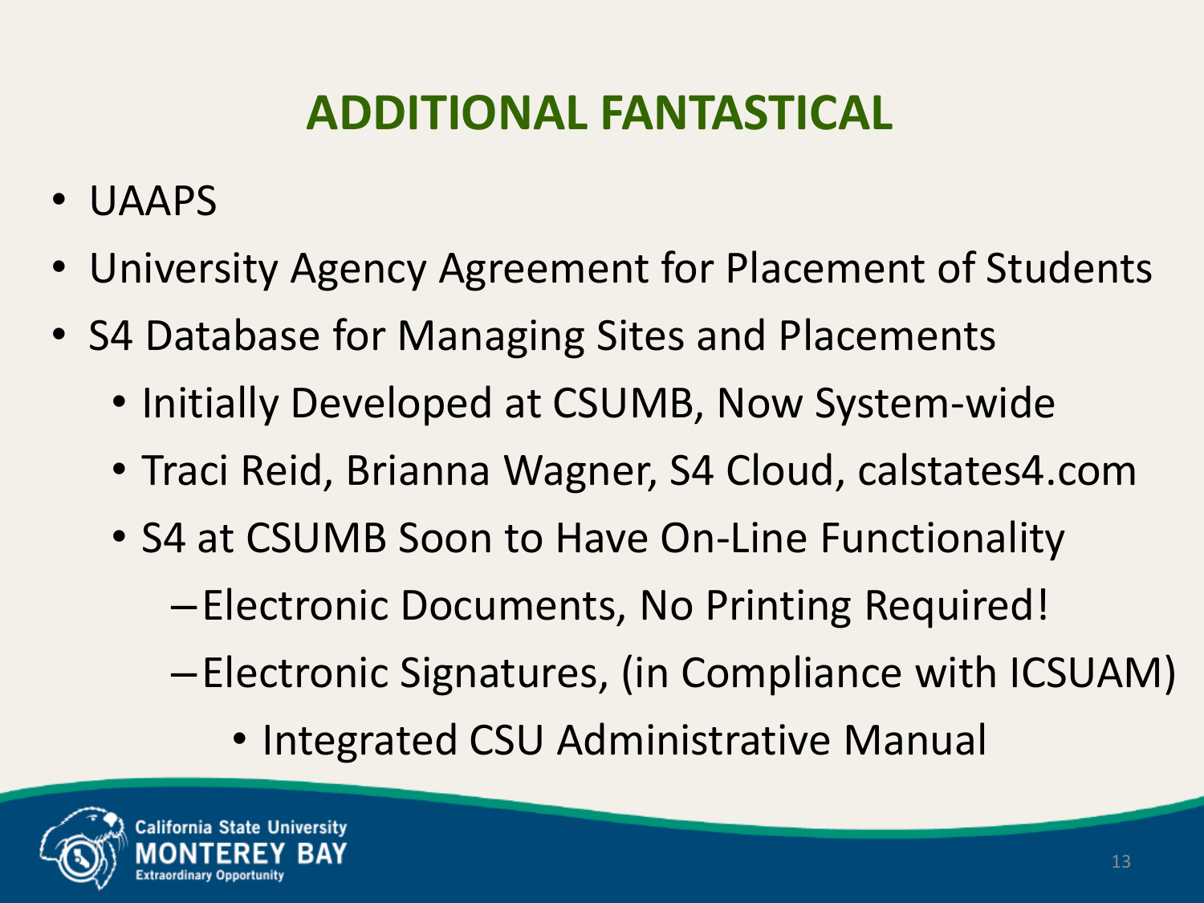# ADDITIONAL FANTASTICAL

- UAAPS
- University Agency Agreement for Placement of Students
- S4 Database for Managing Sites and Placements
  - Initially Developed at CSUMB, Now System-wide
  - Traci Reid, Brianna Wagner, S4 Cloud, calstates4.com
  - S4 at CSUMB Soon to Have On-Line Functionality
    - Electronic Documents, No Printing Required!
    - Electronic Signatures, (in Compliance with ICSUAM)
      - Integrated CSU Administrative Manual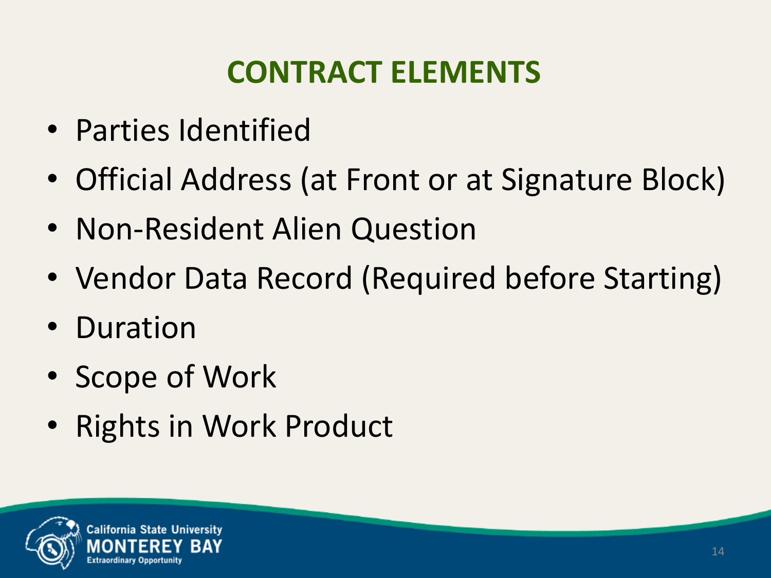# CONTRACT ELEMENTS

- Parties Identified
- Official Address (at Front or at Signature Block)
- Non-Resident Alien Question
- Vendor Data Record (Required before Starting)
- Duration
- Scope of Work
- Rights in Work Product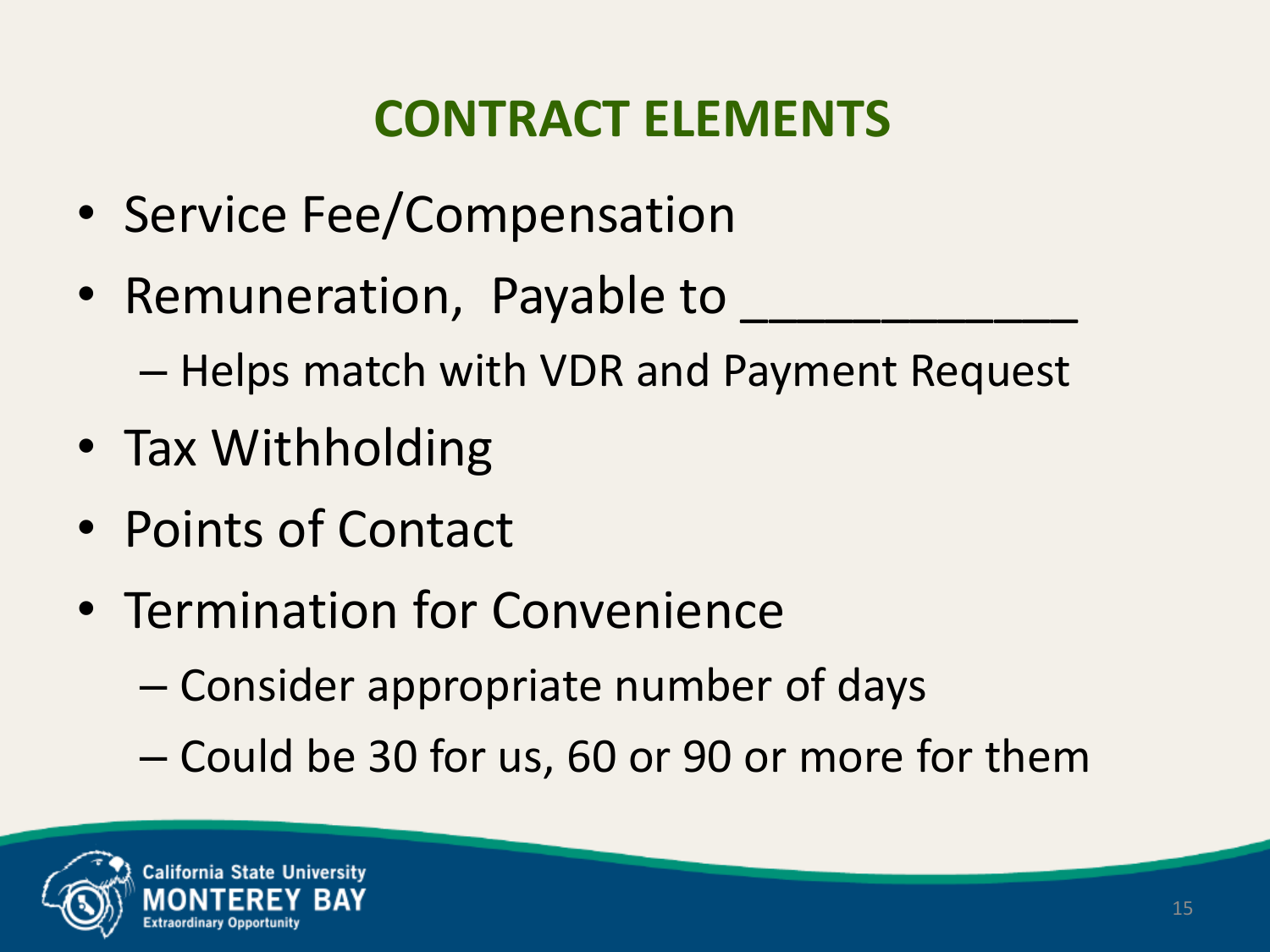# CONTRACT ELEMENTS

- Service Fee/Compensation
- Remuneration, Payable to ____________
  - Helps match with VDR and Payment Request
- Tax Withholding
- Points of Contact
- Termination for Convenience
  - Consider appropriate number of days
  - Could be 30 for us, 60 or 90 or more for them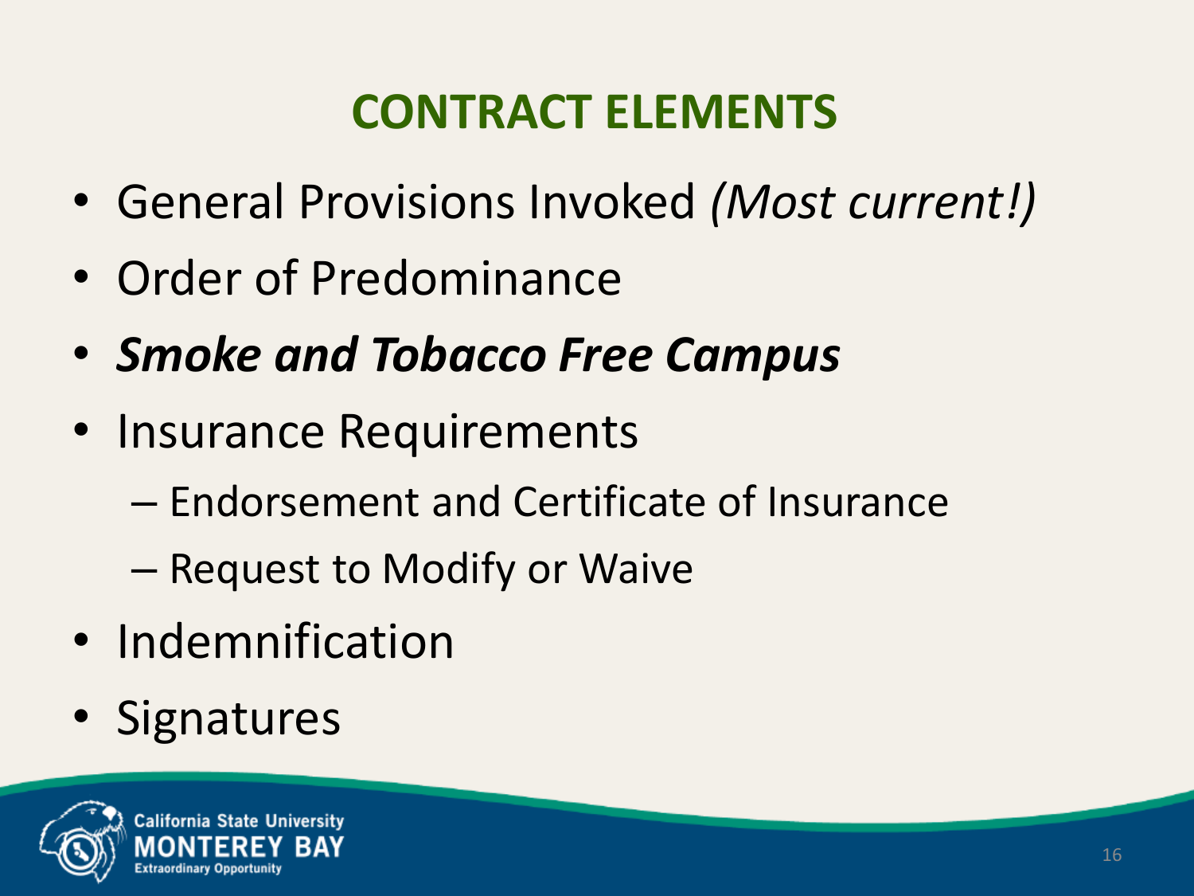# CONTRACT ELEMENTS

- General Provisions Invoked *(Most current!)*
- Order of Predominance
- ***Smoke and Tobacco Free Campus***
- Insurance Requirements
  - Endorsement and Certificate of Insurance
  - Request to Modify or Waive
- Indemnification
- Signatures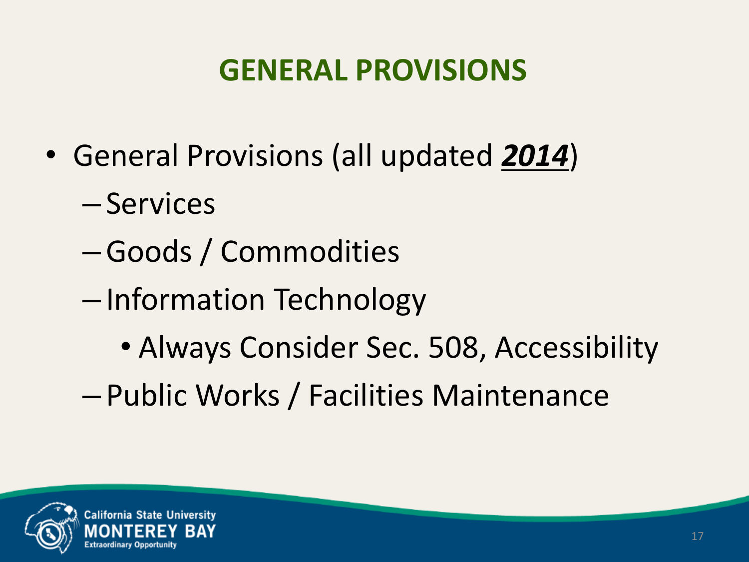# GENERAL PROVISIONS

- General Provisions (all updated ***2014***)
  - Services
  - Goods / Commodities
  - Information Technology
    - Always Consider Sec. 508, Accessibility
  - Public Works / Facilities Maintenance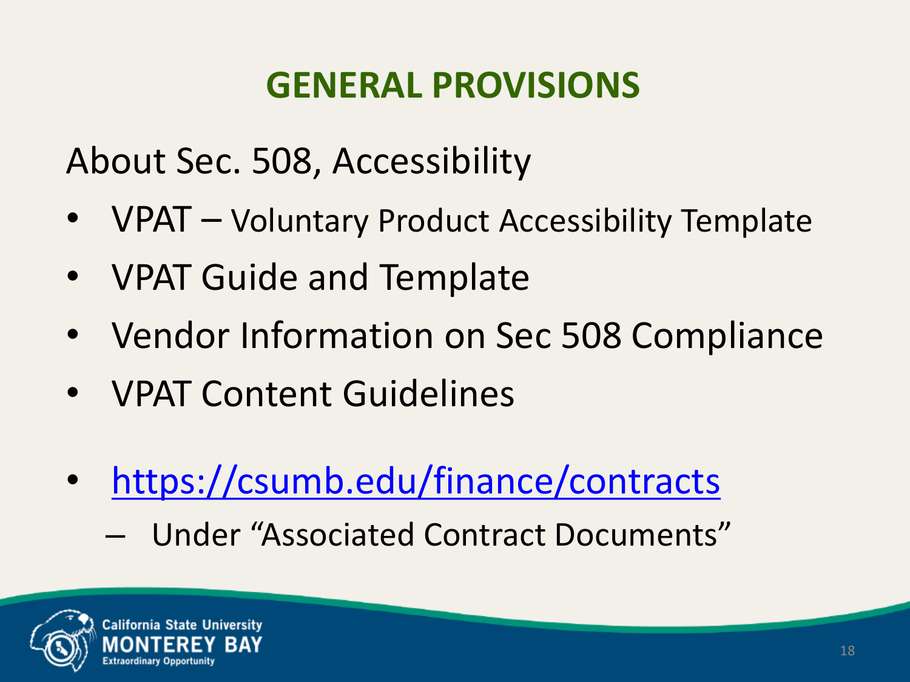# GENERAL PROVISIONS

About Sec. 508, Accessibility

- VPAT – Voluntary Product Accessibility Template
- VPAT Guide and Template
- Vendor Information on Sec 508 Compliance
- VPAT Content Guidelines

- https://csumb.edu/finance/contracts
  - Under "Associated Contract Documents"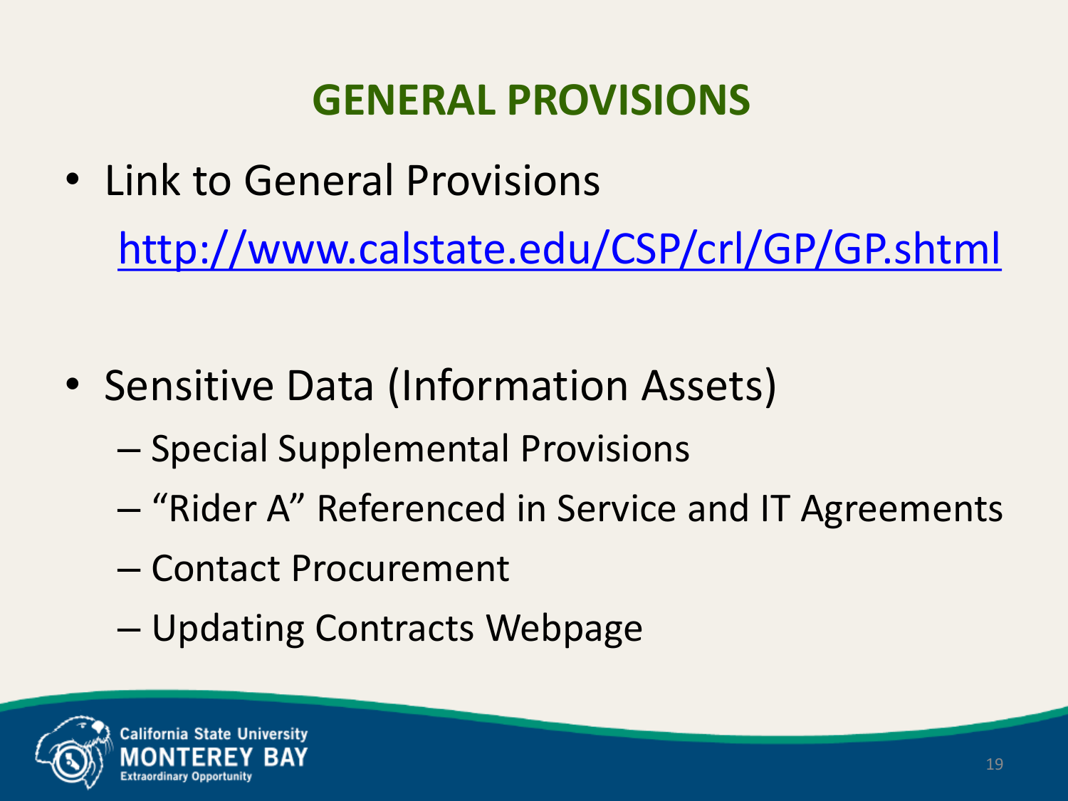# GENERAL PROVISIONS

- Link to General Provisions

  http://www.calstate.edu/CSP/crl/GP/GP.shtml

- Sensitive Data (Information Assets)
  - Special Supplemental Provisions
  - "Rider A" Referenced in Service and IT Agreements
  - Contact Procurement
  - Updating Contracts Webpage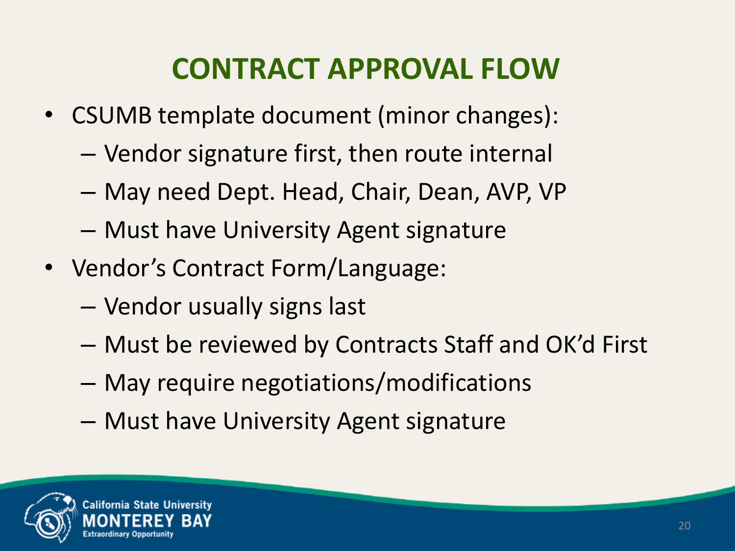# CONTRACT APPROVAL FLOW

- CSUMB template document (minor changes):
  - Vendor signature first, then route internal
  - May need Dept. Head, Chair, Dean, AVP, VP
  - Must have University Agent signature
- Vendor's Contract Form/Language:
  - Vendor usually signs last
  - Must be reviewed by Contracts Staff and OK'd First
  - May require negotiations/modifications
  - Must have University Agent signature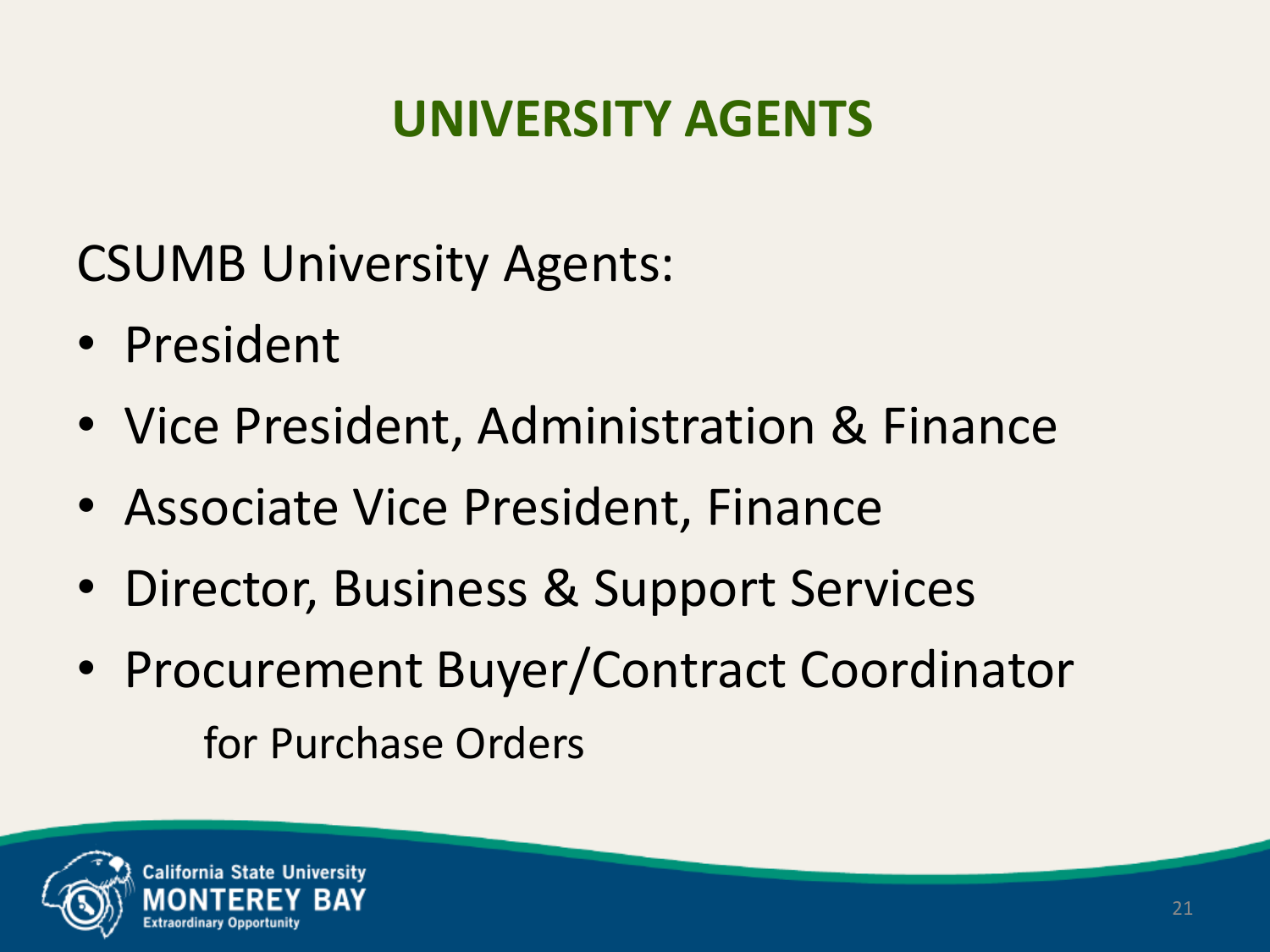# UNIVERSITY AGENTS

CSUMB University Agents:

- President
- Vice President, Administration & Finance
- Associate Vice President, Finance
- Director, Business & Support Services
- Procurement Buyer/Contract Coordinator
  
  for Purchase Orders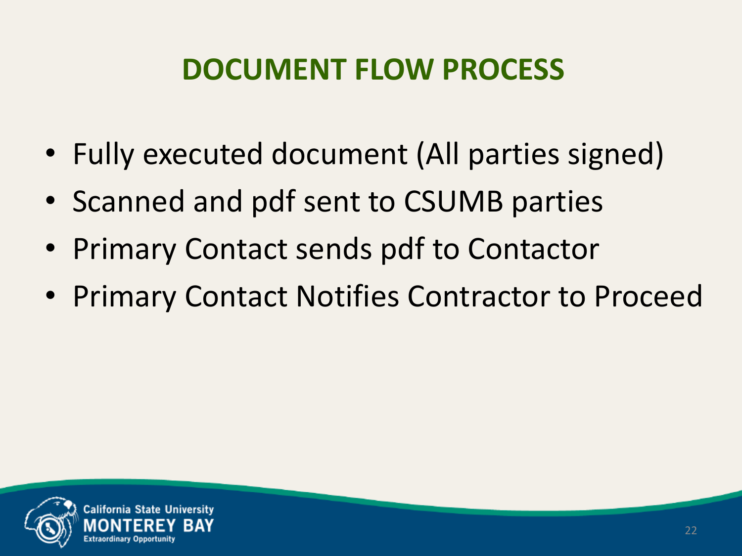# DOCUMENT FLOW PROCESS

- Fully executed document (All parties signed)
- Scanned and pdf sent to CSUMB parties
- Primary Contact sends pdf to Contactor
- Primary Contact Notifies Contractor to Proceed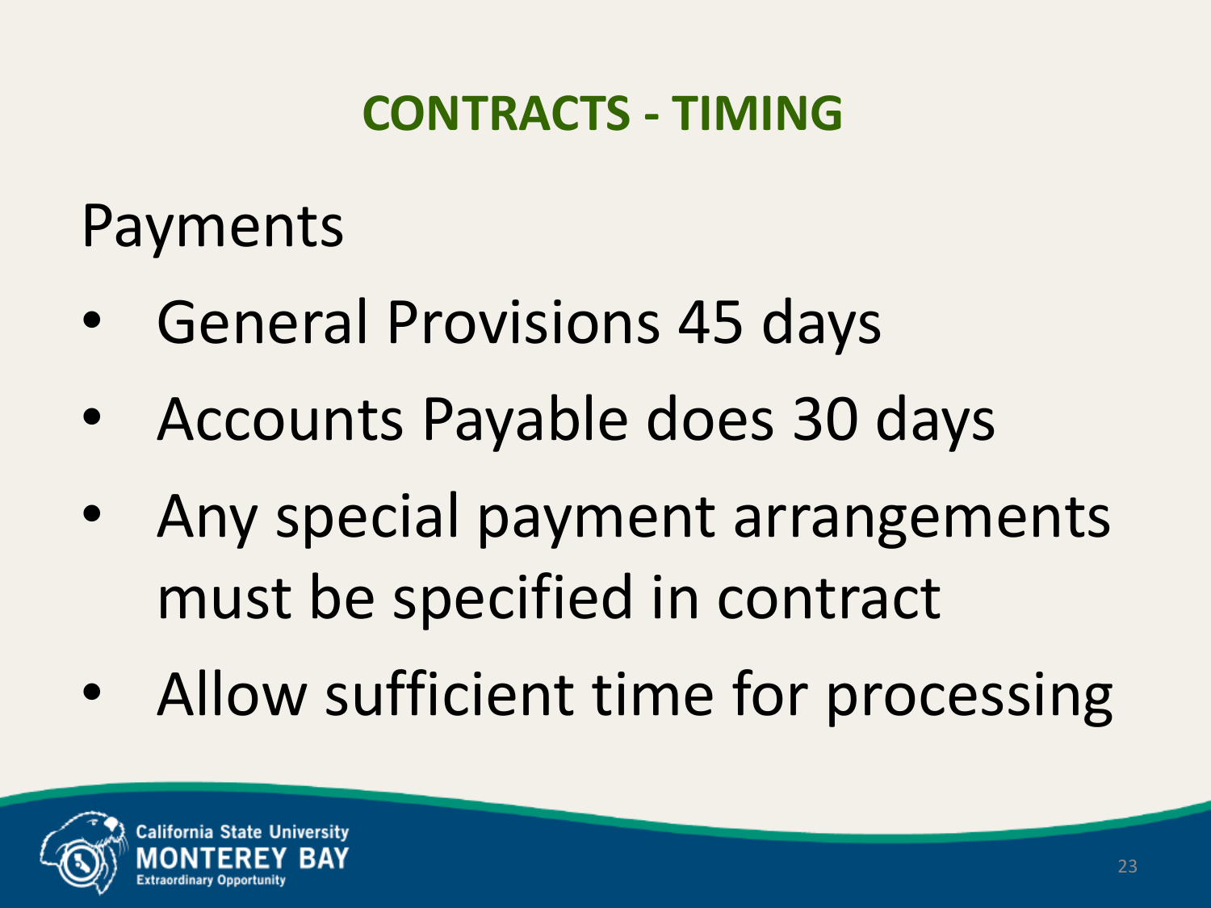# CONTRACTS - TIMING

## Payments

- General Provisions 45 days
- Accounts Payable does 30 days
- Any special payment arrangements must be specified in contract
- Allow sufficient time for processing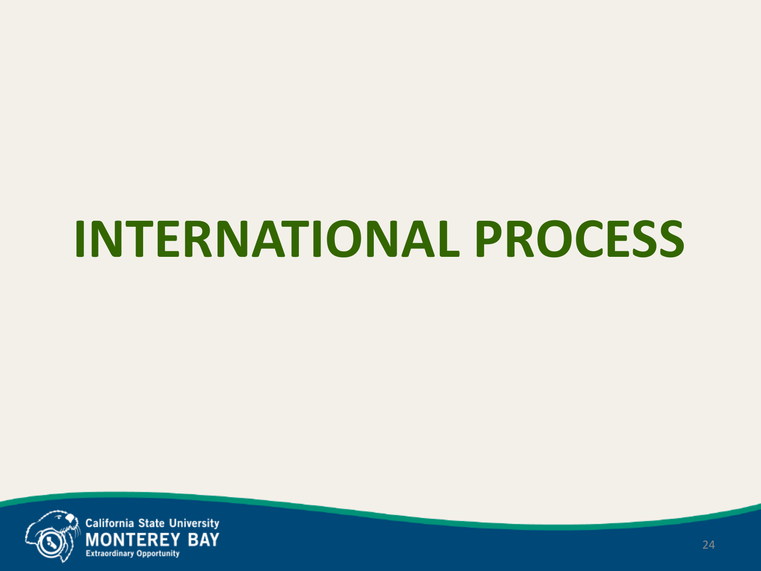# INTERNATIONAL PROCESS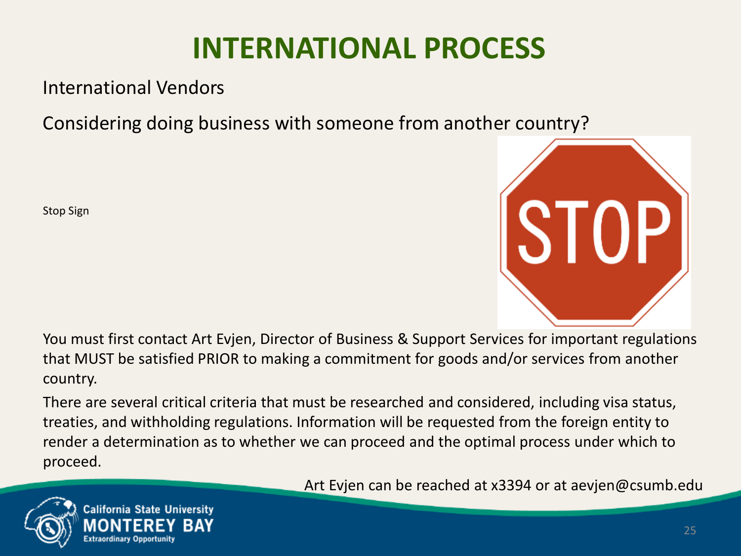# INTERNATIONAL PROCESS

International Vendors

Considering doing business with someone from another country?

Stop Sign

You must first contact Art Evjen, Director of Business & Support Services for important regulations that MUST be satisfied PRIOR to making a commitment for goods and/or services from another country.

There are several critical criteria that must be researched and considered, including visa status, treaties, and withholding regulations. Information will be requested from the foreign entity to render a determination as to whether we can proceed and the optimal process under which to proceed.

Art Evjen can be reached at x3394 or at aevjen@csumb.edu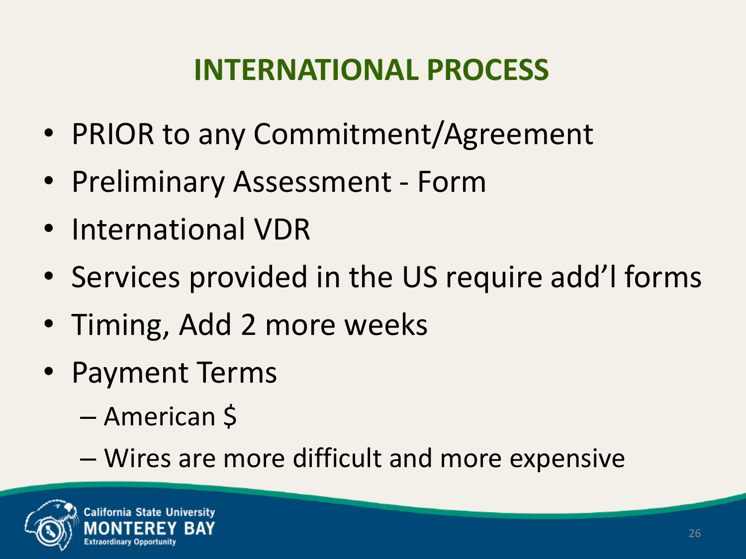# INTERNATIONAL PROCESS

- PRIOR to any Commitment/Agreement
- Preliminary Assessment - Form
- International VDR
- Services provided in the US require add'l forms
- Timing, Add 2 more weeks
- Payment Terms
  - American $
  - Wires are more difficult and more expensive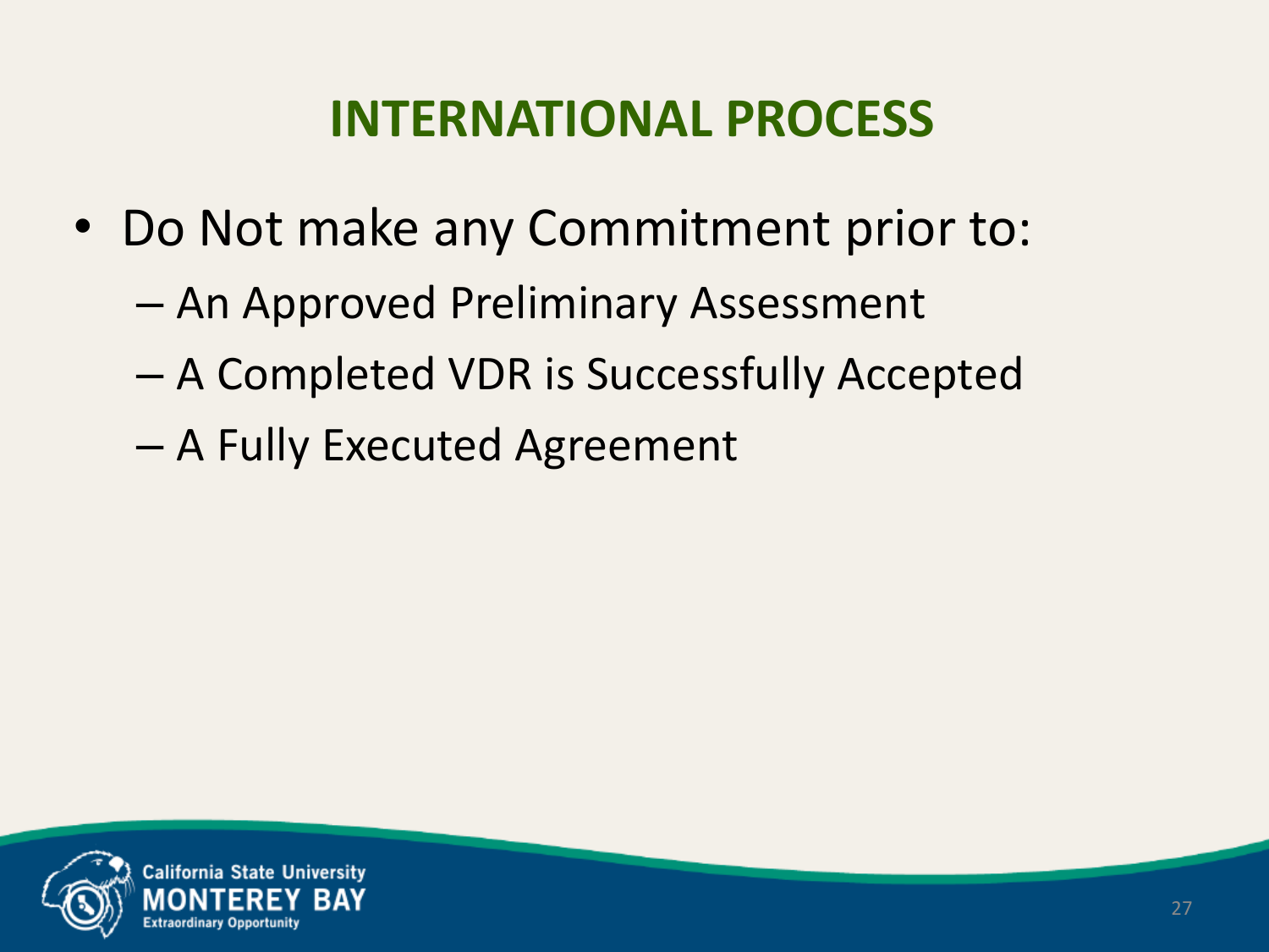# INTERNATIONAL PROCESS

- Do Not make any Commitment prior to:
  - An Approved Preliminary Assessment
  - A Completed VDR is Successfully Accepted
  - A Fully Executed Agreement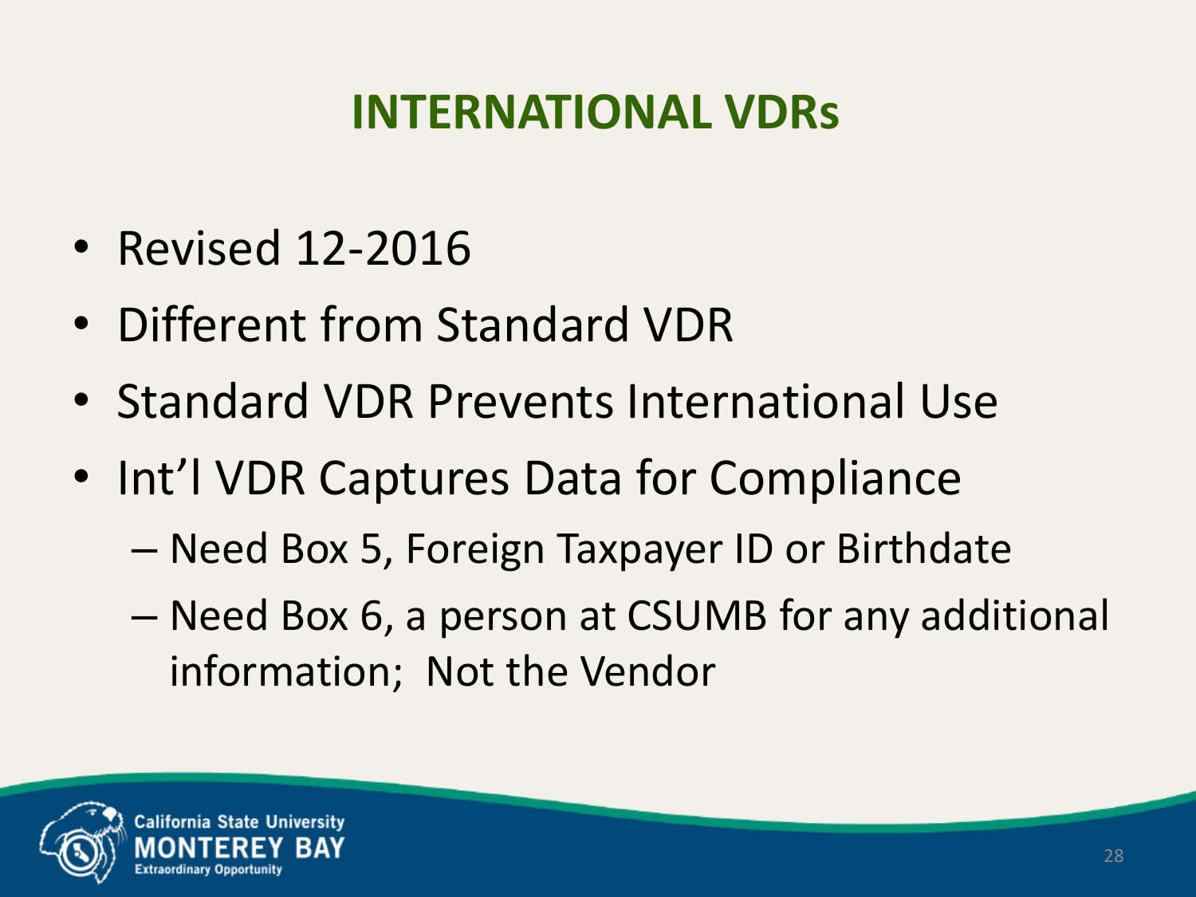# INTERNATIONAL VDRs

- Revised 12-2016
- Different from Standard VDR
- Standard VDR Prevents International Use
- Int'l VDR Captures Data for Compliance
  - Need Box 5, Foreign Taxpayer ID or Birthdate
  - Need Box 6, a person at CSUMB for any additional information; Not the Vendor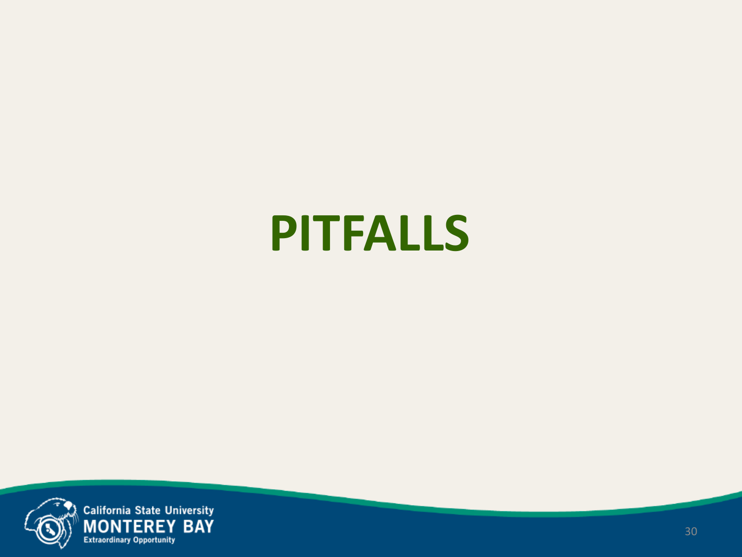# PITFALLS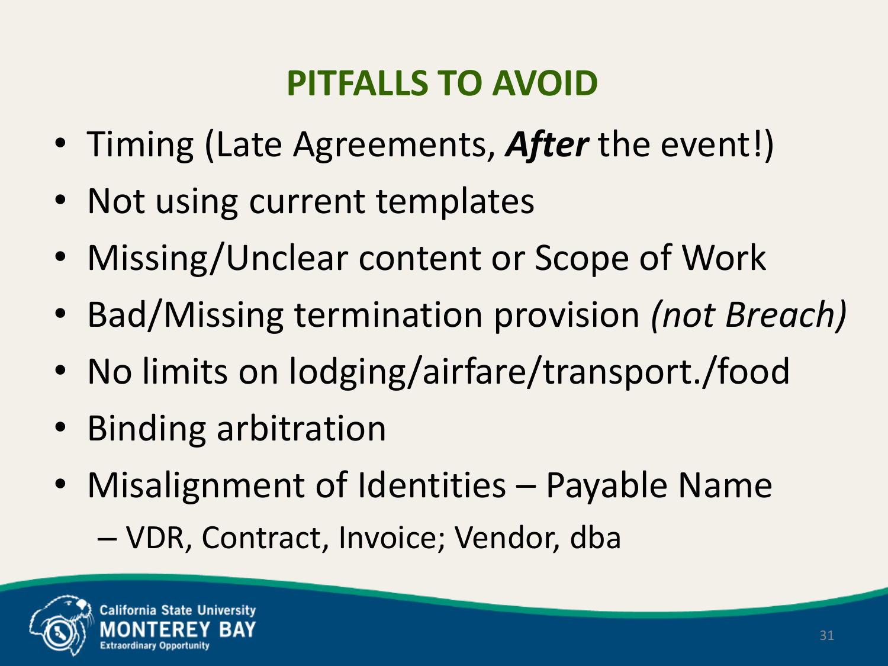## PITFALLS TO AVOID

- Timing (Late Agreements, ***After*** the event!)
- Not using current templates
- Missing/Unclear content or Scope of Work
- Bad/Missing termination provision *(not Breach)*
- No limits on lodging/airfare/transport./food
- Binding arbitration
- Misalignment of Identities – Payable Name
  - VDR, Contract, Invoice; Vendor, dba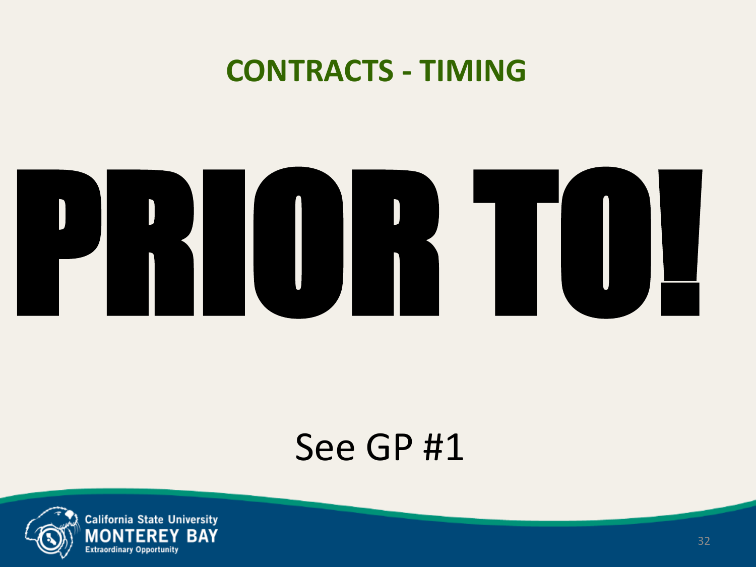# CONTRACTS - TIMING

# PRIOR TO!

See GP #1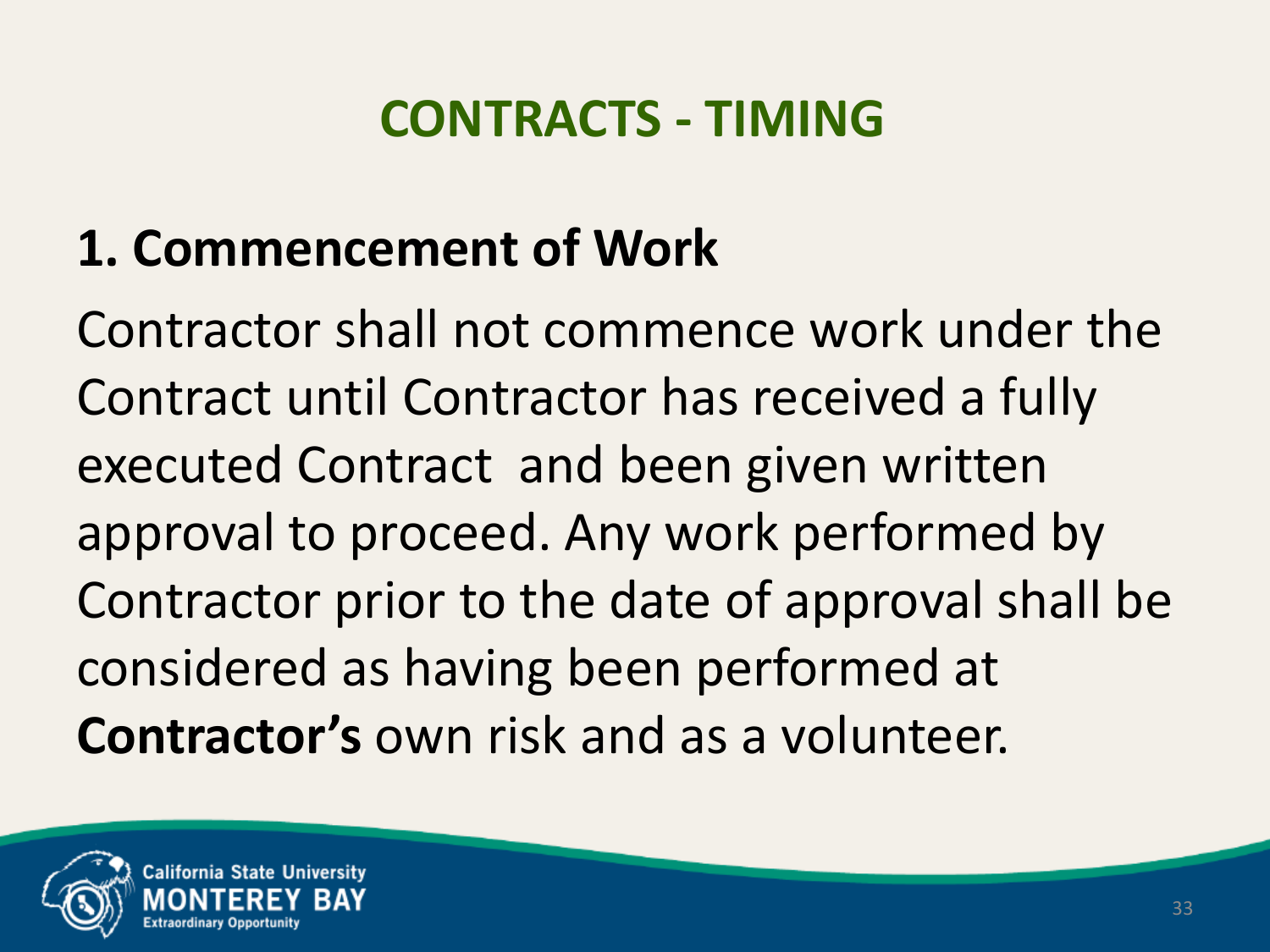# CONTRACTS - TIMING

## 1. Commencement of Work

Contractor shall not commence work under the Contract until Contractor has received a fully executed Contract and been given written approval to proceed. Any work performed by Contractor prior to the date of approval shall be considered as having been performed at **Contractor's** own risk and as a volunteer.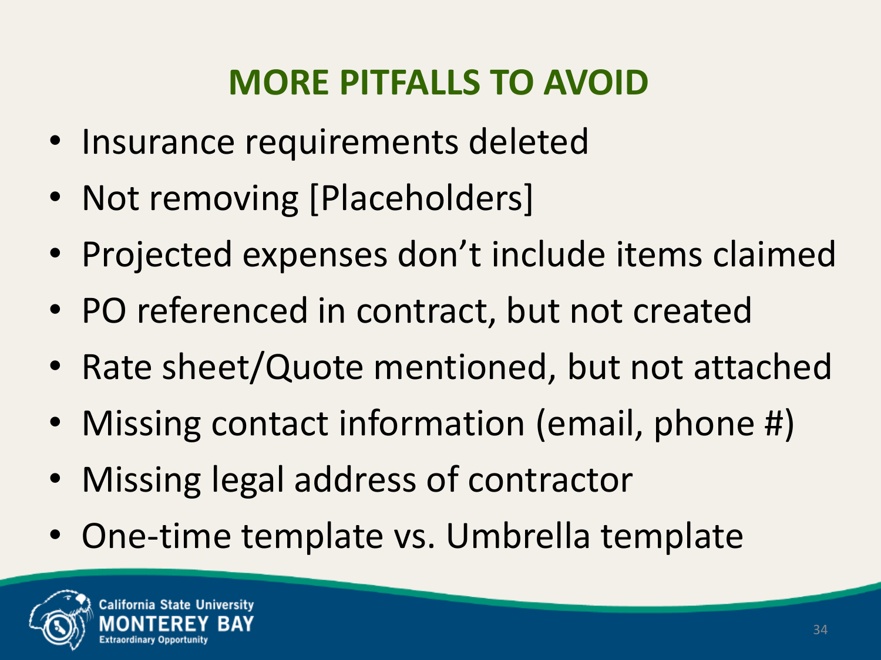# MORE PITFALLS TO AVOID

- Insurance requirements deleted
- Not removing [Placeholders]
- Projected expenses don't include items claimed
- PO referenced in contract, but not created
- Rate sheet/Quote mentioned, but not attached
- Missing contact information (email, phone #)
- Missing legal address of contractor
- One-time template vs. Umbrella template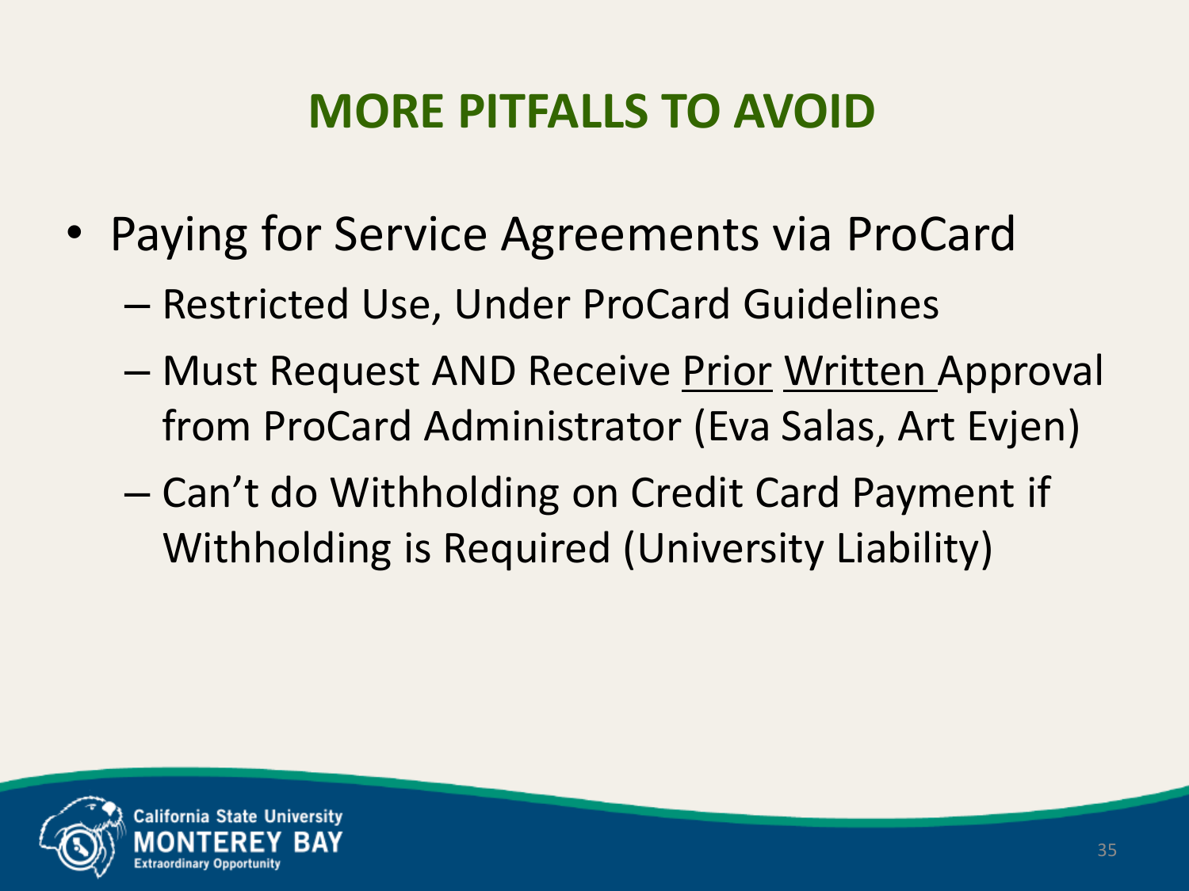# MORE PITFALLS TO AVOID

- Paying for Service Agreements via ProCard
  - Restricted Use, Under ProCard Guidelines
  - Must Request AND Receive <u>Prior</u> <u>Written</u> Approval from ProCard Administrator (Eva Salas, Art Evjen)
  - Can't do Withholding on Credit Card Payment if Withholding is Required (University Liability)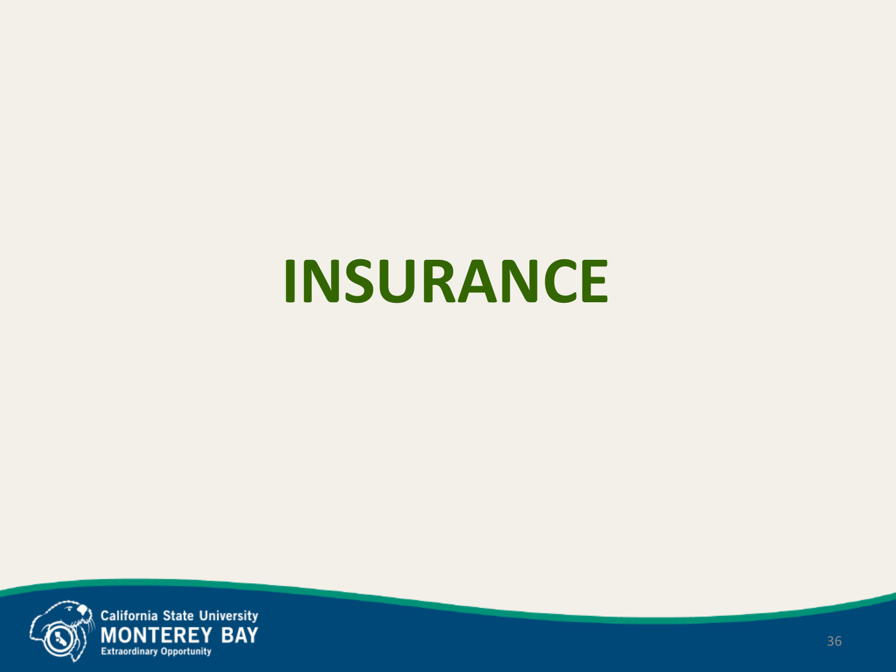# INSURANCE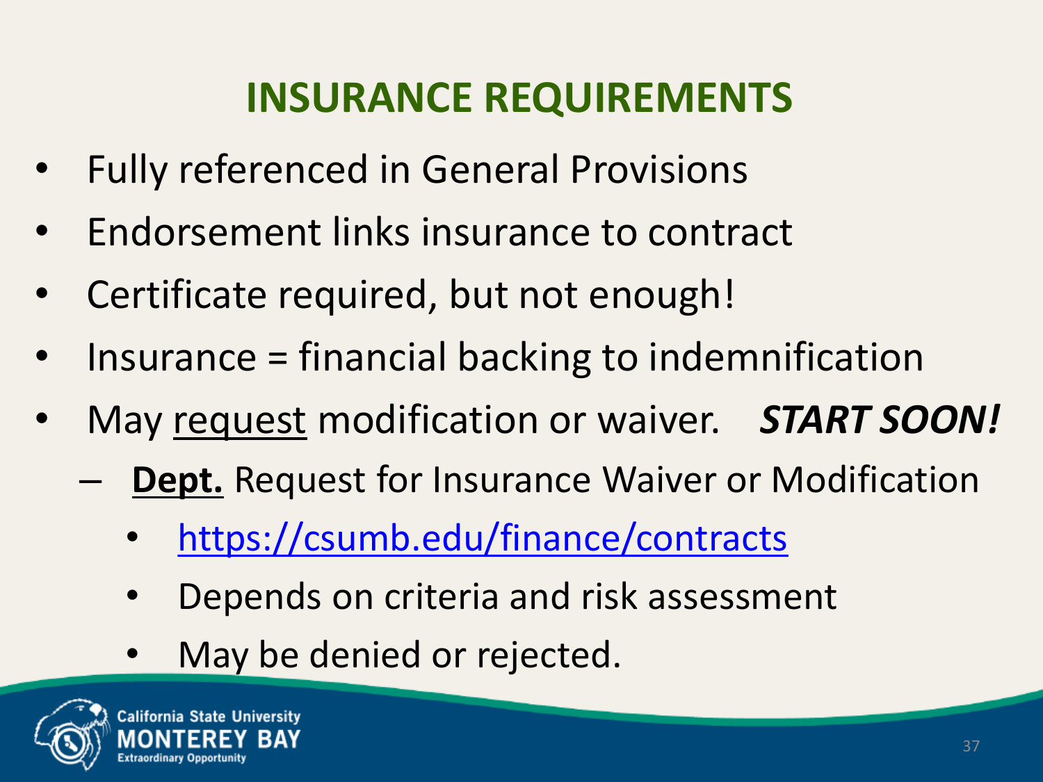# INSURANCE REQUIREMENTS

- Fully referenced in General Provisions
- Endorsement links insurance to contract
- Certificate required, but not enough!
- Insurance = financial backing to indemnification
- May <u>request</u> modification or waiver. ***START SOON!***
  - **<u>Dept.</u>** Request for Insurance Waiver or Modification
    - https://csumb.edu/finance/contracts
    - Depends on criteria and risk assessment
    - May be denied or rejected.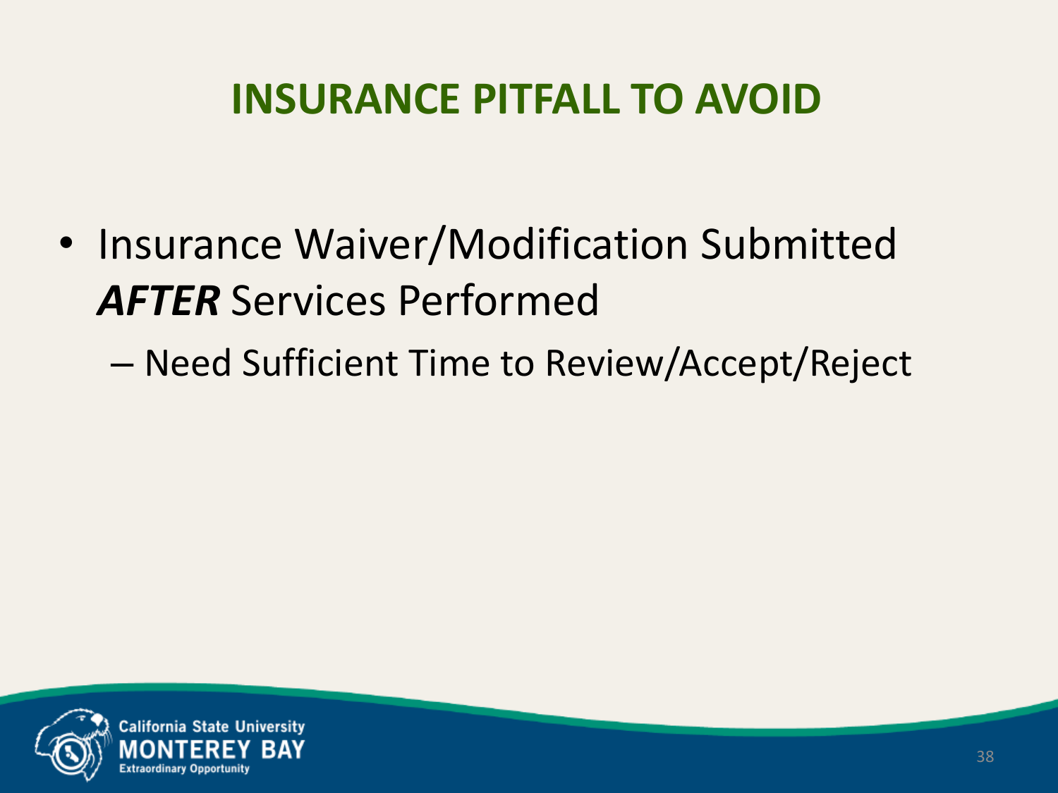# INSURANCE PITFALL TO AVOID

- Insurance Waiver/Modification Submitted ***AFTER*** Services Performed
  - Need Sufficient Time to Review/Accept/Reject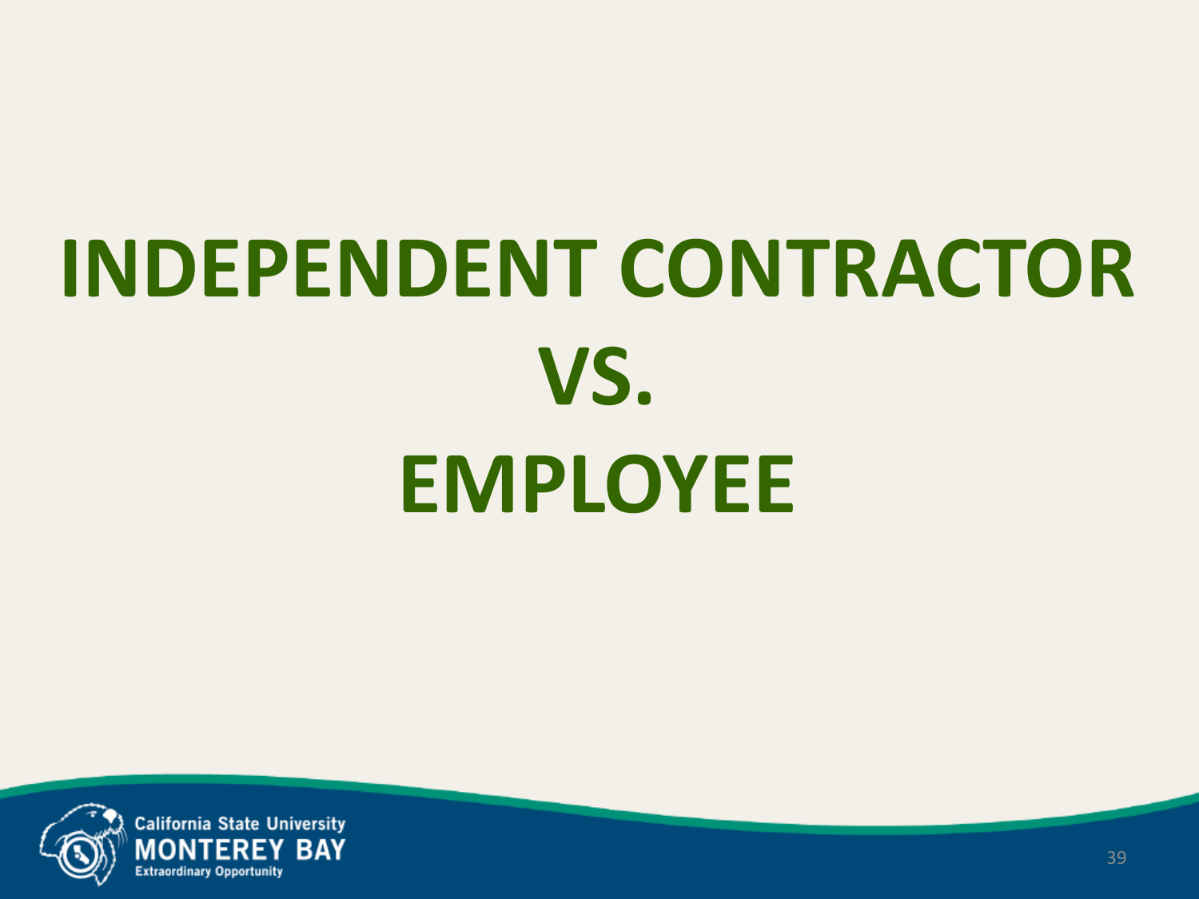# INDEPENDENT CONTRACTOR VS. EMPLOYEE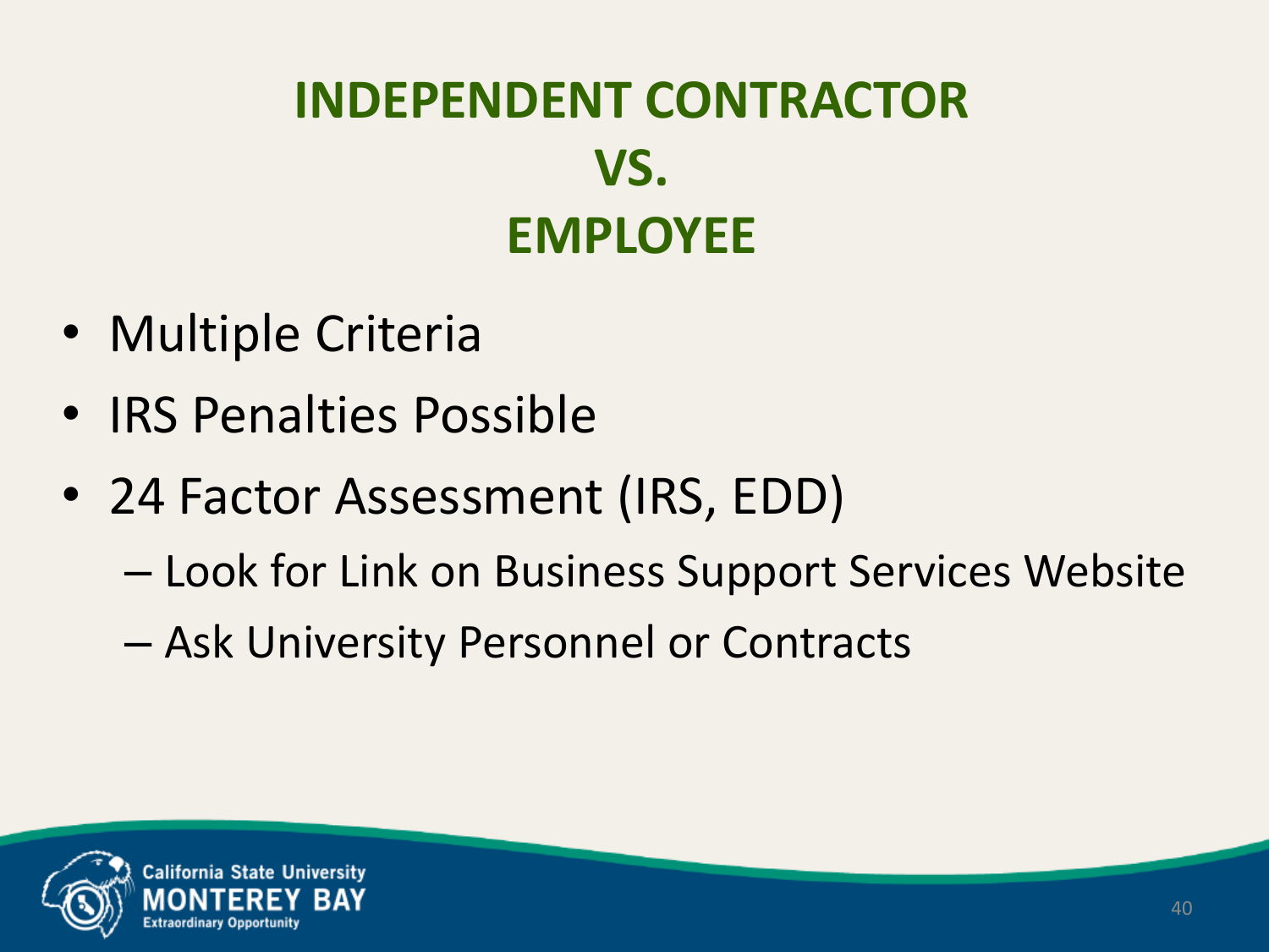# INDEPENDENT CONTRACTOR VS. EMPLOYEE

- Multiple Criteria
- IRS Penalties Possible
- 24 Factor Assessment (IRS, EDD)
  - Look for Link on Business Support Services Website
  - Ask University Personnel or Contracts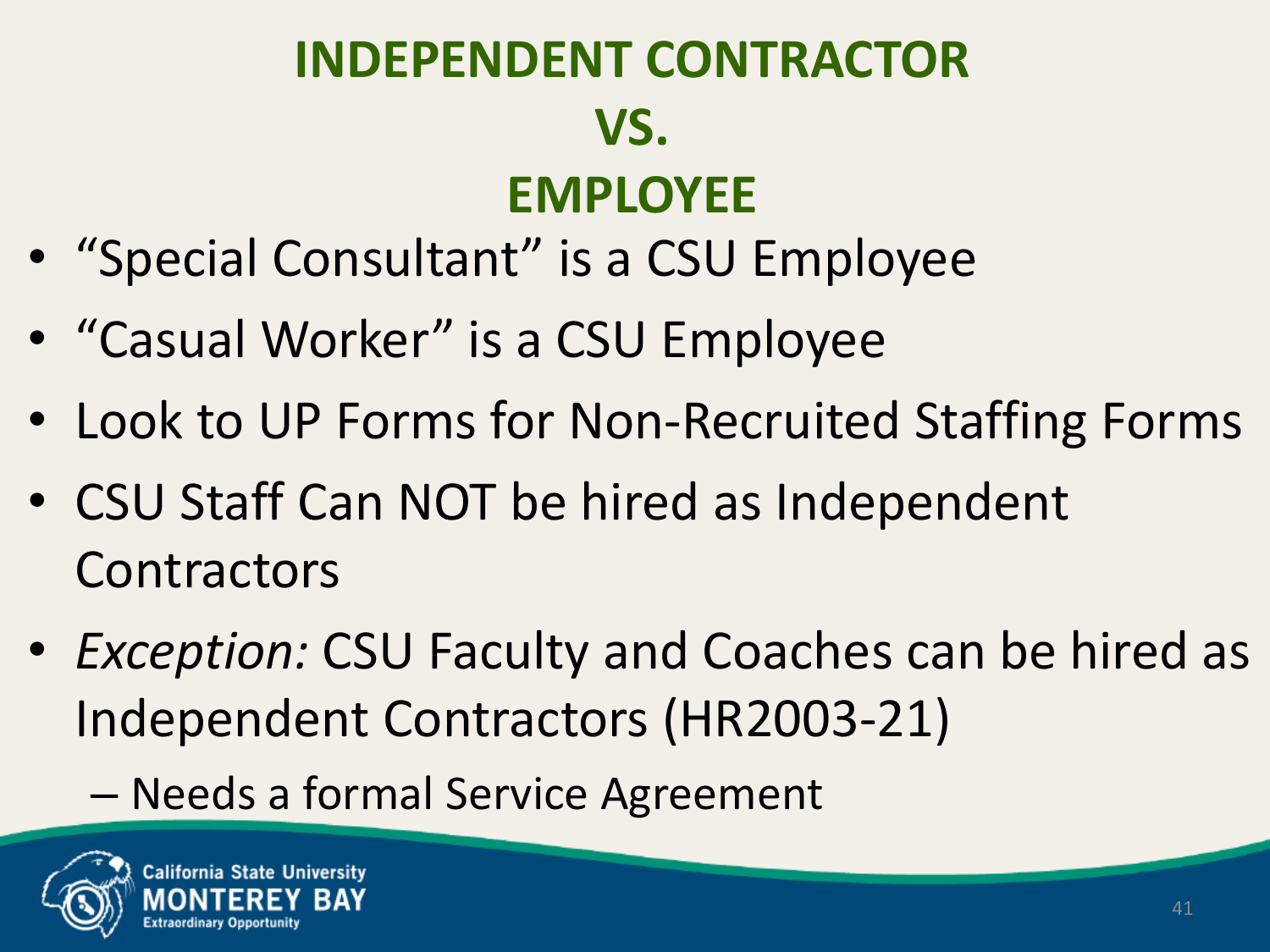# INDEPENDENT CONTRACTOR VS. EMPLOYEE

- "Special Consultant" is a CSU Employee
- "Casual Worker" is a CSU Employee
- Look to UP Forms for Non-Recruited Staffing Forms
- CSU Staff Can NOT be hired as Independent Contractors
- *Exception:* CSU Faculty and Coaches can be hired as Independent Contractors (HR2003-21)
  - Needs a formal Service Agreement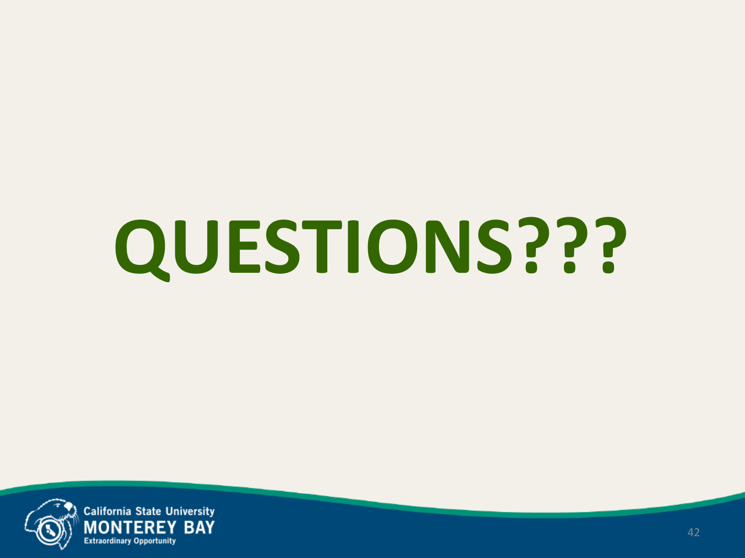# QUESTIONS???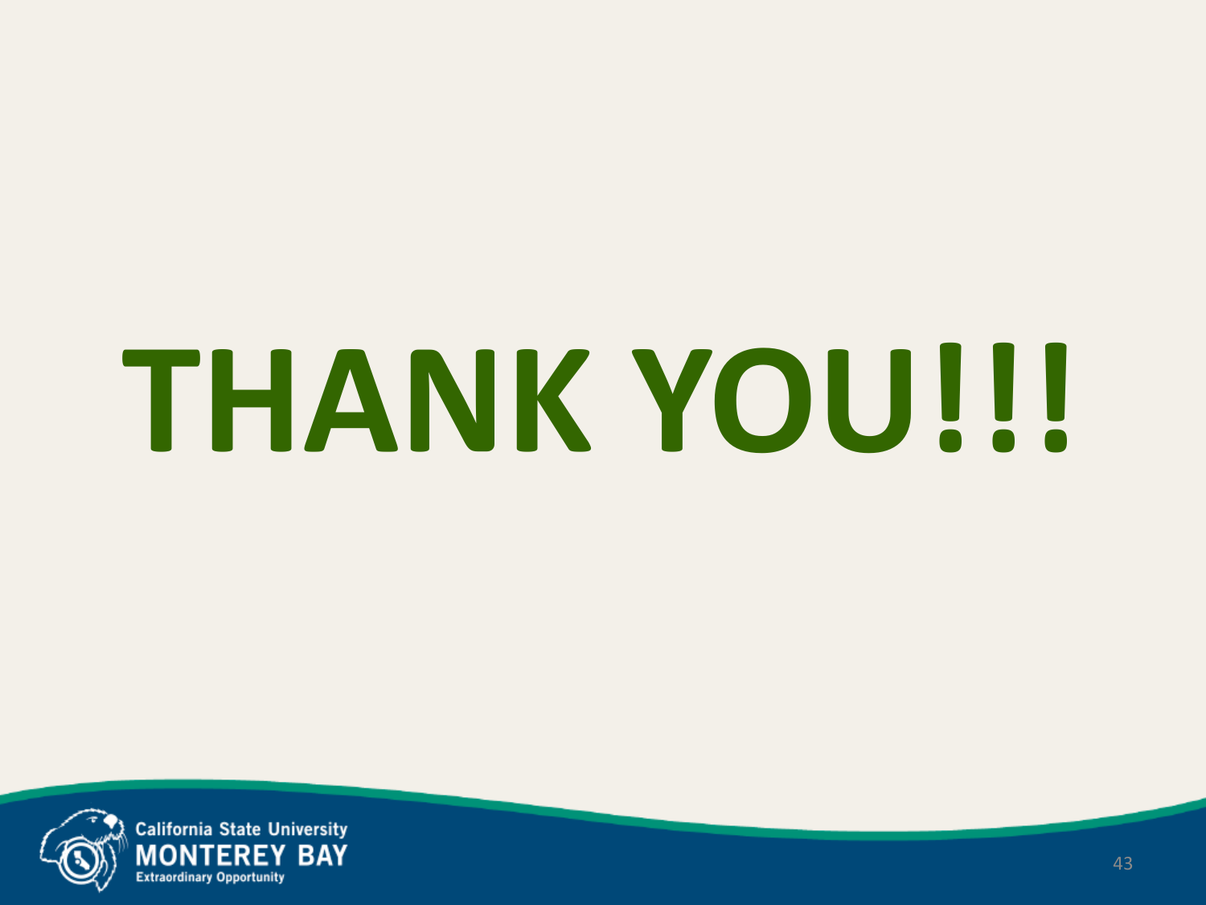# THANK YOU!!!